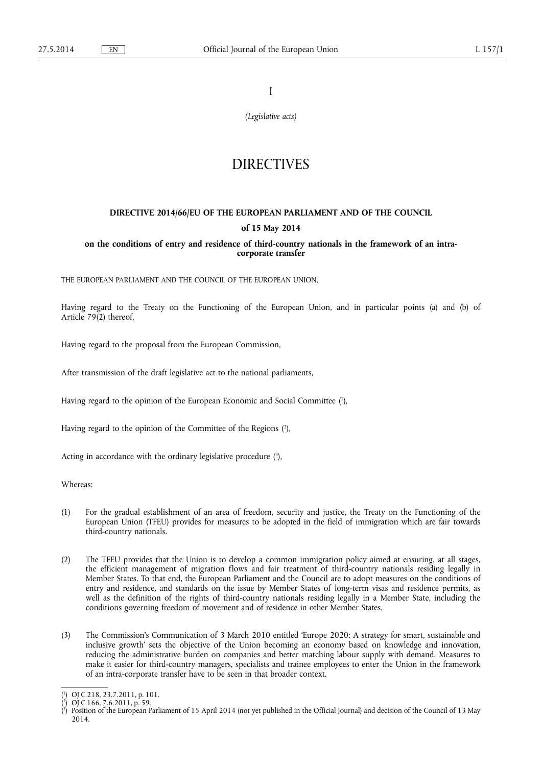I

*(Legislative acts)*

# DIRECTIVES

## DIRECTIVE 2014/66/EU OF THE EUROPEAN PARLIAMENT AND OF THE COUNCIL

## of 15 May 2014

## on the conditions of entry and residence of third-country nationals in the framework of an intra-corporate transfer

THE EUROPEAN PARLIAMENT AND THE COUNCIL OF THE EUROPEAN UNION,

Having regard to the Treaty on the Functioning of the European Union, and in particular points (a) and (b) of Article 79(2) thereof,

Having regard to the proposal from the European Commission,

After transmission of the draft legislative act to the national parliaments,

Having regard to the opinion of the European Economic and Social Committee [1],

Having regard to the opinion of the Committee of the Regions [2],

Acting in accordance with the ordinary legislative procedure [3],

Whereas:

(1) For the gradual establishment of an area of freedom, security and justice, the Treaty on the Functioning of the European Union (TFEU) provides for measures to be adopted in the field of immigration which are fair towards third-country nationals.

(2) The TFEU provides that the Union is to develop a common immigration policy aimed at ensuring, at all stages, the efficient management of migration flows and fair treatment of third-country nationals residing legally in Member States. To that end, the European Parliament and the Council are to adopt measures on the conditions of entry and residence, and standards on the issue by Member States of long-term visas and residence permits, as well as the definition of the rights of third-country nationals residing legally in a Member State, including the conditions governing freedom of movement and of residence in other Member States.

(3) The Commission's Communication of 3 March 2010 entitled 'Europe 2020: A strategy for smart, sustainable and inclusive growth' sets the objective of the Union becoming an economy based on knowledge and innovation, reducing the administrative burden on companies and better matching labour supply with demand. Measures to make it easier for third-country managers, specialists and trainee employees to enter the Union in the framework of an intra-corporate transfer have to be seen in that broader context.

---

[1] OJ C 218, 23.7.2011, p. 101.

[2] OJ C 166, 7.6.2011, p. 59.

[3] Position of the European Parliament of 15 April 2014 (not yet published in the Official Journal) and decision of the Council of 13 May 2014.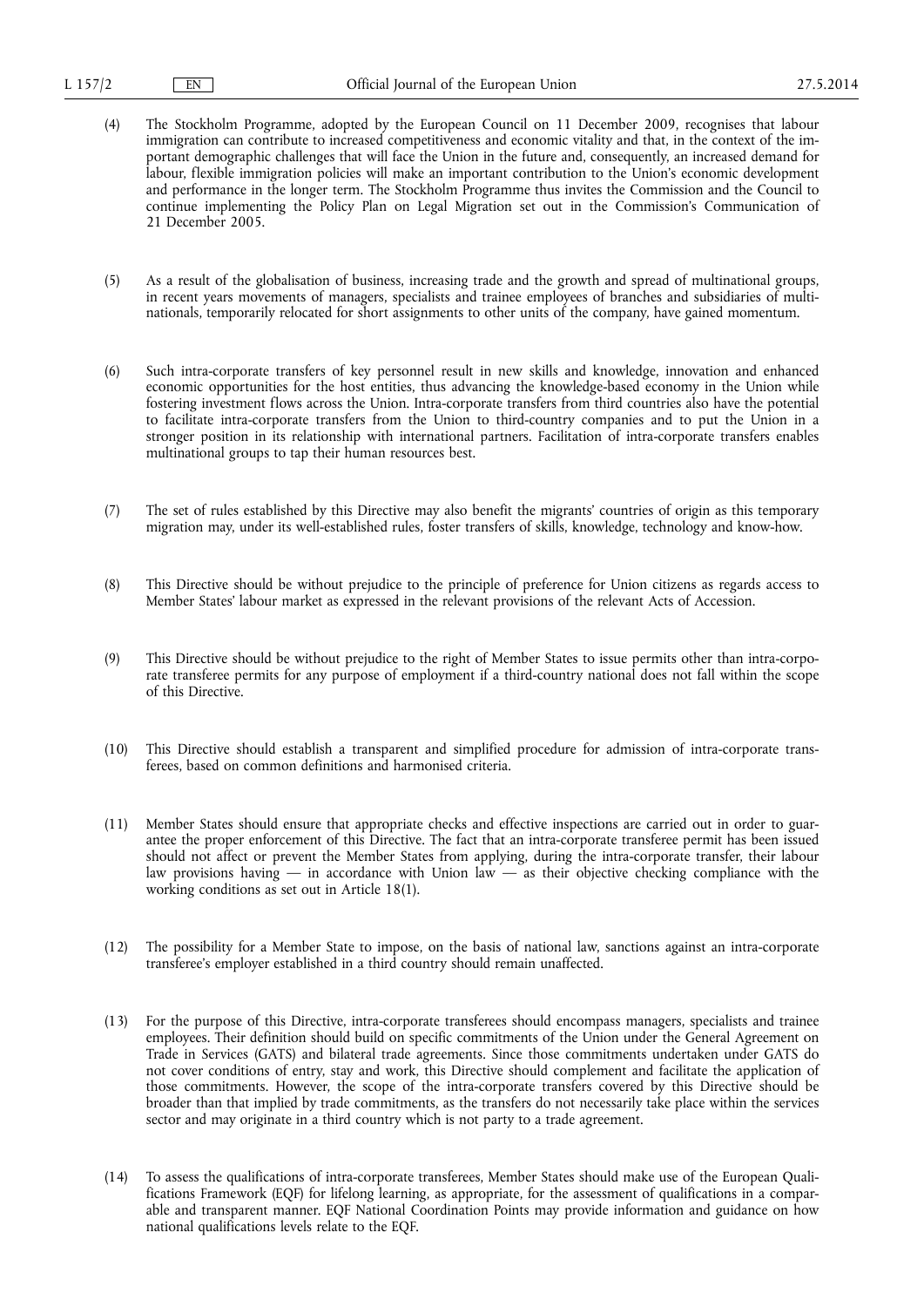(4) The Stockholm Programme, adopted by the European Council on 11 December 2009, recognises that labour immigration can contribute to increased competitiveness and economic vitality and that, in the context of the important demographic challenges that will face the Union in the future and, consequently, an increased demand for labour, flexible immigration policies will make an important contribution to the Union's economic development and performance in the longer term. The Stockholm Programme thus invites the Commission and the Council to continue implementing the Policy Plan on Legal Migration set out in the Commission's Communication of 21 December 2005.

(5) As a result of the globalisation of business, increasing trade and the growth and spread of multinational groups, in recent years movements of managers, specialists and trainee employees of branches and subsidiaries of multinationals, temporarily relocated for short assignments to other units of the company, have gained momentum.

(6) Such intra-corporate transfers of key personnel result in new skills and knowledge, innovation and enhanced economic opportunities for the host entities, thus advancing the knowledge-based economy in the Union while fostering investment flows across the Union. Intra-corporate transfers from third countries also have the potential to facilitate intra-corporate transfers from the Union to third-country companies and to put the Union in a stronger position in its relationship with international partners. Facilitation of intra-corporate transfers enables multinational groups to tap their human resources best.

(7) The set of rules established by this Directive may also benefit the migrants' countries of origin as this temporary migration may, under its well-established rules, foster transfers of skills, knowledge, technology and know-how.

(8) This Directive should be without prejudice to the principle of preference for Union citizens as regards access to Member States' labour market as expressed in the relevant provisions of the relevant Acts of Accession.

(9) This Directive should be without prejudice to the right of Member States to issue permits other than intra-corporate transferee permits for any purpose of employment if a third-country national does not fall within the scope of this Directive.

(10) This Directive should establish a transparent and simplified procedure for admission of intra-corporate transferees, based on common definitions and harmonised criteria.

(11) Member States should ensure that appropriate checks and effective inspections are carried out in order to guarantee the proper enforcement of this Directive. The fact that an intra-corporate transferee permit has been issued should not affect or prevent the Member States from applying, during the intra-corporate transfer, their labour law provisions having — in accordance with Union law — as their objective checking compliance with the working conditions as set out in Article 18(1).

(12) The possibility for a Member State to impose, on the basis of national law, sanctions against an intra-corporate transferee's employer established in a third country should remain unaffected.

(13) For the purpose of this Directive, intra-corporate transferees should encompass managers, specialists and trainee employees. Their definition should build on specific commitments of the Union under the General Agreement on Trade in Services (GATS) and bilateral trade agreements. Since those commitments undertaken under GATS do not cover conditions of entry, stay and work, this Directive should complement and facilitate the application of those commitments. However, the scope of the intra-corporate transfers covered by this Directive should be broader than that implied by trade commitments, as the transfers do not necessarily take place within the services sector and may originate in a third country which is not party to a trade agreement.

(14) To assess the qualifications of intra-corporate transferees, Member States should make use of the European Qualifications Framework (EQF) for lifelong learning, as appropriate, for the assessment of qualifications in a comparable and transparent manner. EQF National Coordination Points may provide information and guidance on how national qualifications levels relate to the EQF.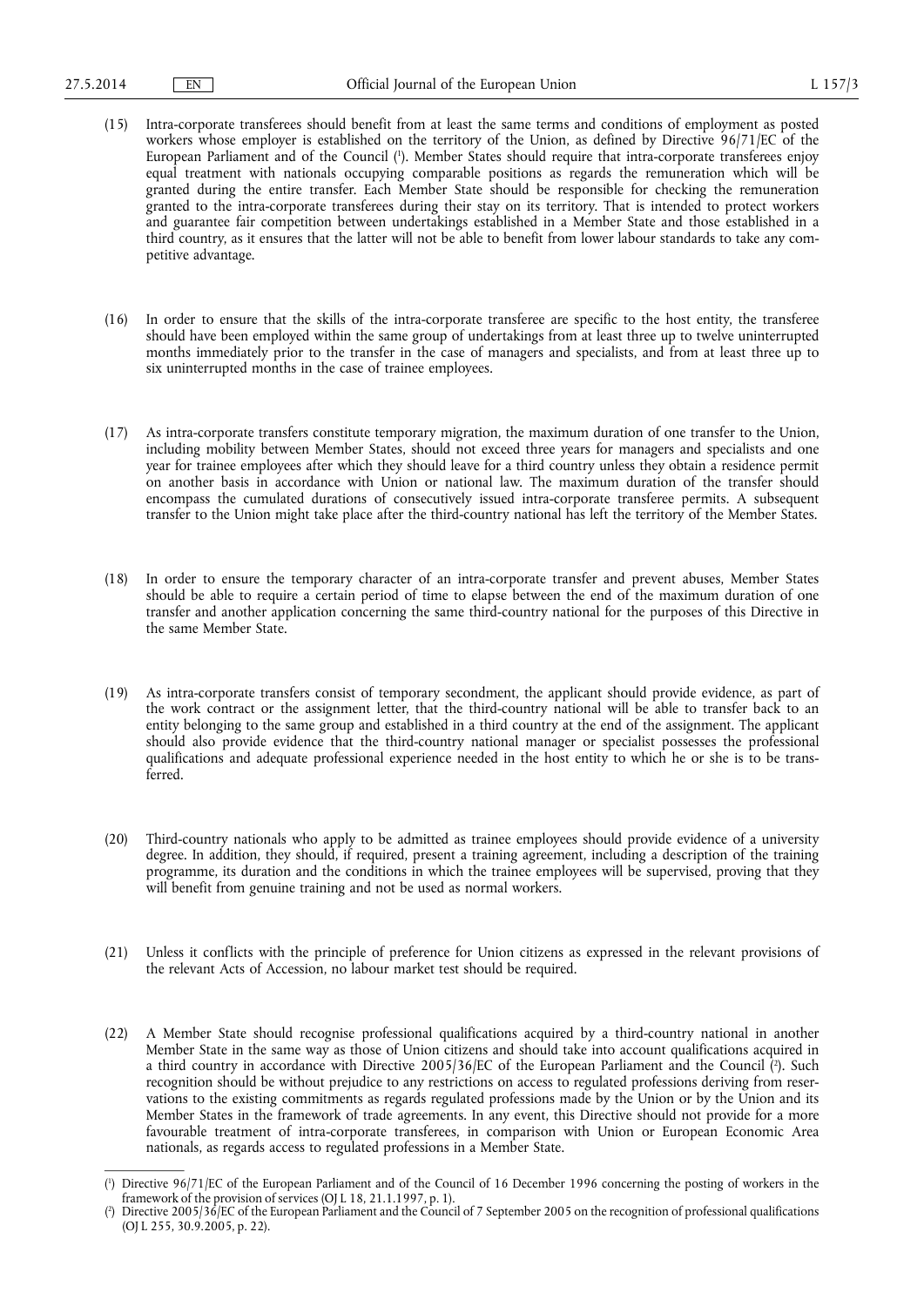(15) Intra-corporate transferees should benefit from at least the same terms and conditions of employment as posted workers whose employer is established on the territory of the Union, as defined by Directive 96/71/EC of the European Parliament and of the Council [1]. Member States should require that intra-corporate transferees enjoy equal treatment with nationals occupying comparable positions as regards the remuneration which will be granted during the entire transfer. Each Member State should be responsible for checking the remuneration granted to the intra-corporate transferees during their stay on its territory. That is intended to protect workers and guarantee fair competition between undertakings established in a Member State and those established in a third country, as it ensures that the latter will not be able to benefit from lower labour standards to take any competitive advantage.

(16) In order to ensure that the skills of the intra-corporate transferee are specific to the host entity, the transferee should have been employed within the same group of undertakings from at least three up to twelve uninterrupted months immediately prior to the transfer in the case of managers and specialists, and from at least three up to six uninterrupted months in the case of trainee employees.

(17) As intra-corporate transfers constitute temporary migration, the maximum duration of one transfer to the Union, including mobility between Member States, should not exceed three years for managers and specialists and one year for trainee employees after which they should leave for a third country unless they obtain a residence permit on another basis in accordance with Union or national law. The maximum duration of the transfer should encompass the cumulated durations of consecutively issued intra-corporate transferee permits. A subsequent transfer to the Union might take place after the third-country national has left the territory of the Member States.

(18) In order to ensure the temporary character of an intra-corporate transfer and prevent abuses, Member States should be able to require a certain period of time to elapse between the end of the maximum duration of one transfer and another application concerning the same third-country national for the purposes of this Directive in the same Member State.

(19) As intra-corporate transfers consist of temporary secondment, the applicant should provide evidence, as part of the work contract or the assignment letter, that the third-country national will be able to transfer back to an entity belonging to the same group and established in a third country at the end of the assignment. The applicant should also provide evidence that the third-country national manager or specialist possesses the professional qualifications and adequate professional experience needed in the host entity to which he or she is to be transferred.

(20) Third-country nationals who apply to be admitted as trainee employees should provide evidence of a university degree. In addition, they should, if required, present a training agreement, including a description of the training programme, its duration and the conditions in which the trainee employees will be supervised, proving that they will benefit from genuine training and not be used as normal workers.

(21) Unless it conflicts with the principle of preference for Union citizens as expressed in the relevant provisions of the relevant Acts of Accession, no labour market test should be required.

(22) A Member State should recognise professional qualifications acquired by a third-country national in another Member State in the same way as those of Union citizens and should take into account qualifications acquired in a third country in accordance with Directive 2005/36/EC of the European Parliament and the Council [2]. Such recognition should be without prejudice to any restrictions on access to regulated professions deriving from reservations to the existing commitments as regards regulated professions made by the Union or by the Union and its Member States in the framework of trade agreements. In any event, this Directive should not provide for a more favourable treatment of intra-corporate transferees, in comparison with Union or European Economic Area nationals, as regards access to regulated professions in a Member State.

---

[1] Directive 96/71/EC of the European Parliament and of the Council of 16 December 1996 concerning the posting of workers in the framework of the provision of services (OJ L 18, 21.1.1997, p. 1).

[2] Directive 2005/36/EC of the European Parliament and the Council of 7 September 2005 on the recognition of professional qualifications (OJ L 255, 30.9.2005, p. 22).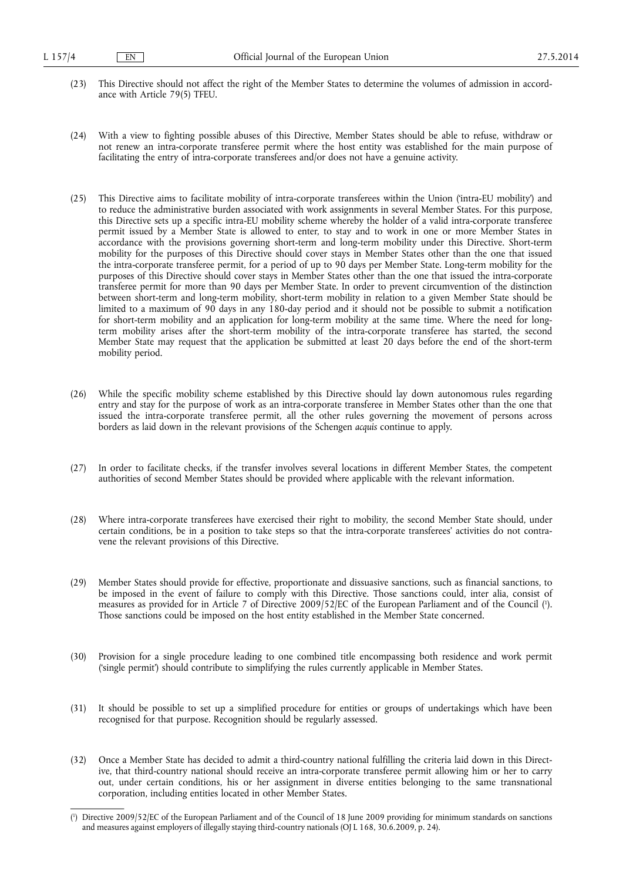(23) This Directive should not affect the right of the Member States to determine the volumes of admission in accordance with Article 79(5) TFEU.

(24) With a view to fighting possible abuses of this Directive, Member States should be able to refuse, withdraw or not renew an intra-corporate transferee permit where the host entity was established for the main purpose of facilitating the entry of intra-corporate transferees and/or does not have a genuine activity.

(25) This Directive aims to facilitate mobility of intra-corporate transferees within the Union ('intra-EU mobility') and to reduce the administrative burden associated with work assignments in several Member States. For this purpose, this Directive sets up a specific intra-EU mobility scheme whereby the holder of a valid intra-corporate transferee permit issued by a Member State is allowed to enter, to stay and to work in one or more Member States in accordance with the provisions governing short-term and long-term mobility under this Directive. Short-term mobility for the purposes of this Directive should cover stays in Member States other than the one that issued the intra-corporate transferee permit, for a period of up to 90 days per Member State. Long-term mobility for the purposes of this Directive should cover stays in Member States other than the one that issued the intra-corporate transferee permit for more than 90 days per Member State. In order to prevent circumvention of the distinction between short-term and long-term mobility, short-term mobility in relation to a given Member State should be limited to a maximum of 90 days in any 180-day period and it should not be possible to submit a notification for short-term mobility and an application for long-term mobility at the same time. Where the need for long-term mobility arises after the short-term mobility of the intra-corporate transferee has started, the second Member State may request that the application be submitted at least 20 days before the end of the short-term mobility period.

(26) While the specific mobility scheme established by this Directive should lay down autonomous rules regarding entry and stay for the purpose of work as an intra-corporate transferee in Member States other than the one that issued the intra-corporate transferee permit, all the other rules governing the movement of persons across borders as laid down in the relevant provisions of the Schengen *acquis* continue to apply.

(27) In order to facilitate checks, if the transfer involves several locations in different Member States, the competent authorities of second Member States should be provided where applicable with the relevant information.

(28) Where intra-corporate transferees have exercised their right to mobility, the second Member State should, under certain conditions, be in a position to take steps so that the intra-corporate transferees' activities do not contravene the relevant provisions of this Directive.

(29) Member States should provide for effective, proportionate and dissuasive sanctions, such as financial sanctions, to be imposed in the event of failure to comply with this Directive. Those sanctions could, inter alia, consist of measures as provided for in Article 7 of Directive 2009/52/EC of the European Parliament and of the Council [1]. Those sanctions could be imposed on the host entity established in the Member State concerned.

(30) Provision for a single procedure leading to one combined title encompassing both residence and work permit ('single permit') should contribute to simplifying the rules currently applicable in Member States.

(31) It should be possible to set up a simplified procedure for entities or groups of undertakings which have been recognised for that purpose. Recognition should be regularly assessed.

(32) Once a Member State has decided to admit a third-country national fulfilling the criteria laid down in this Directive, that third-country national should receive an intra-corporate transferee permit allowing him or her to carry out, under certain conditions, his or her assignment in diverse entities belonging to the same transnational corporation, including entities located in other Member States.

---

[1] Directive 2009/52/EC of the European Parliament and of the Council of 18 June 2009 providing for minimum standards on sanctions and measures against employers of illegally staying third-country nationals (OJ L 168, 30.6.2009, p. 24).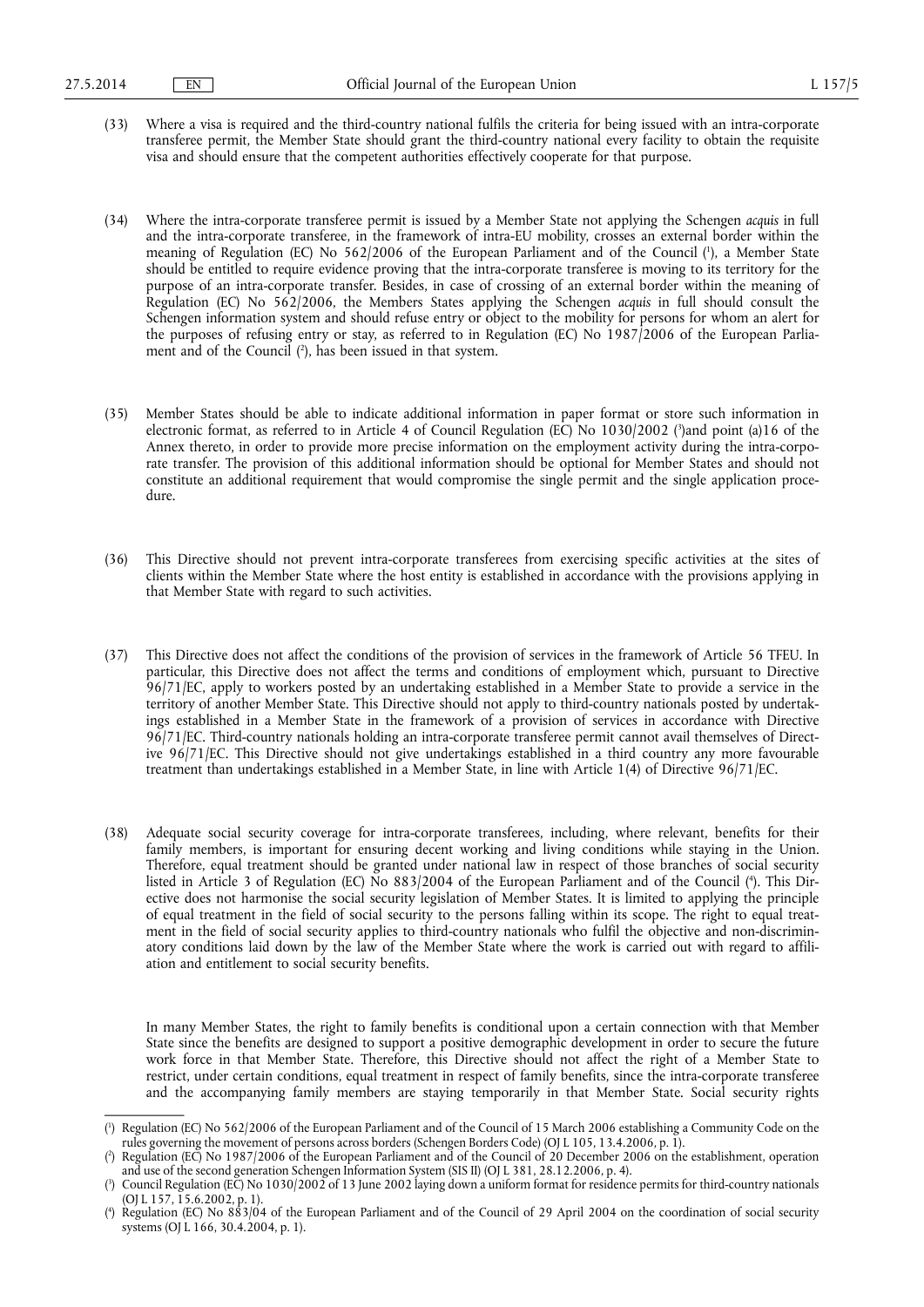(33) Where a visa is required and the third-country national fulfils the criteria for being issued with an intra-corporate transferee permit, the Member State should grant the third-country national every facility to obtain the requisite visa and should ensure that the competent authorities effectively cooperate for that purpose.

(34) Where the intra-corporate transferee permit is issued by a Member State not applying the Schengen *acquis* in full and the intra-corporate transferee, in the framework of intra-EU mobility, crosses an external border within the meaning of Regulation (EC) No 562/2006 of the European Parliament and of the Council ([1]), a Member State should be entitled to require evidence proving that the intra-corporate transferee is moving to its territory for the purpose of an intra-corporate transfer. Besides, in case of crossing of an external border within the meaning of Regulation (EC) No 562/2006, the Members States applying the Schengen *acquis* in full should consult the Schengen information system and should refuse entry or object to the mobility for persons for whom an alert for the purposes of refusing entry or stay, as referred to in Regulation (EC) No 1987/2006 of the European Parliament and of the Council ([2]), has been issued in that system.

(35) Member States should be able to indicate additional information in paper format or store such information in electronic format, as referred to in Article 4 of Council Regulation (EC) No 1030/2002 ([3])and point (a)16 of the Annex thereto, in order to provide more precise information on the employment activity during the intra-corporate transfer. The provision of this additional information should be optional for Member States and should not constitute an additional requirement that would compromise the single permit and the single application procedure.

(36) This Directive should not prevent intra-corporate transferees from exercising specific activities at the sites of clients within the Member State where the host entity is established in accordance with the provisions applying in that Member State with regard to such activities.

(37) This Directive does not affect the conditions of the provision of services in the framework of Article 56 TFEU. In particular, this Directive does not affect the terms and conditions of employment which, pursuant to Directive 96/71/EC, apply to workers posted by an undertaking established in a Member State to provide a service in the territory of another Member State. This Directive should not apply to third-country nationals posted by undertakings established in a Member State in the framework of a provision of services in accordance with Directive 96/71/EC. Third-country nationals holding an intra-corporate transferee permit cannot avail themselves of Directive 96/71/EC. This Directive should not give undertakings established in a third country any more favourable treatment than undertakings established in a Member State, in line with Article 1(4) of Directive 96/71/EC.

(38) Adequate social security coverage for intra-corporate transferees, including, where relevant, benefits for their family members, is important for ensuring decent working and living conditions while staying in the Union. Therefore, equal treatment should be granted under national law in respect of those branches of social security listed in Article 3 of Regulation (EC) No 883/2004 of the European Parliament and of the Council ([4]). This Directive does not harmonise the social security legislation of Member States. It is limited to applying the principle of equal treatment in the field of social security to the persons falling within its scope. The right to equal treatment in the field of social security applies to third-country nationals who fulfil the objective and non-discriminatory conditions laid down by the law of the Member State where the work is carried out with regard to affiliation and entitlement to social security benefits.

In many Member States, the right to family benefits is conditional upon a certain connection with that Member State since the benefits are designed to support a positive demographic development in order to secure the future work force in that Member State. Therefore, this Directive should not affect the right of a Member State to restrict, under certain conditions, equal treatment in respect of family benefits, since the intra-corporate transferee and the accompanying family members are staying temporarily in that Member State. Social security rights

---

([1]) Regulation (EC) No 562/2006 of the European Parliament and of the Council of 15 March 2006 establishing a Community Code on the rules governing the movement of persons across borders (Schengen Borders Code) (OJ L 105, 13.4.2006, p. 1).

([2]) Regulation (EC) No 1987/2006 of the European Parliament and of the Council of 20 December 2006 on the establishment, operation and use of the second generation Schengen Information System (SIS II) (OJ L 381, 28.12.2006, p. 4).

([3]) Council Regulation (EC) No 1030/2002 of 13 June 2002 laying down a uniform format for residence permits for third-country nationals (OJ L 157, 15.6.2002, p. 1).

([4]) Regulation (EC) No 883/04 of the European Parliament and of the Council of 29 April 2004 on the coordination of social security systems (OJ L 166, 30.4.2004, p. 1).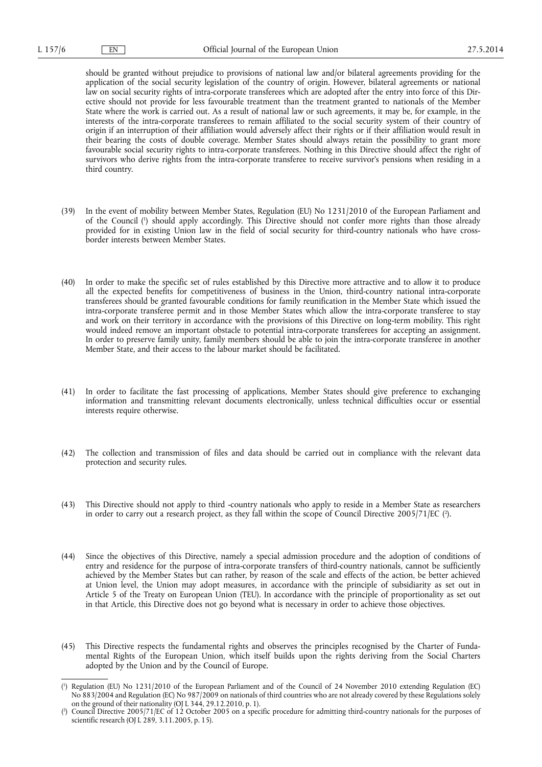should be granted without prejudice to provisions of national law and/or bilateral agreements providing for the application of the social security legislation of the country of origin. However, bilateral agreements or national law on social security rights of intra-corporate transferees which are adopted after the entry into force of this Directive should not provide for less favourable treatment than the treatment granted to nationals of the Member State where the work is carried out. As a result of national law or such agreements, it may be, for example, in the interests of the intra-corporate transferees to remain affiliated to the social security system of their country of origin if an interruption of their affiliation would adversely affect their rights or if their affiliation would result in their bearing the costs of double coverage. Member States should always retain the possibility to grant more favourable social security rights to intra-corporate transferees. Nothing in this Directive should affect the right of survivors who derive rights from the intra-corporate transferee to receive survivor's pensions when residing in a third country.

(39) In the event of mobility between Member States, Regulation (EU) No 1231/2010 of the European Parliament and of the Council [1] should apply accordingly. This Directive should not confer more rights than those already provided for in existing Union law in the field of social security for third-country nationals who have cross-border interests between Member States.

(40) In order to make the specific set of rules established by this Directive more attractive and to allow it to produce all the expected benefits for competitiveness of business in the Union, third-country national intra-corporate transferees should be granted favourable conditions for family reunification in the Member State which issued the intra-corporate transferee permit and in those Member States which allow the intra-corporate transferee to stay and work on their territory in accordance with the provisions of this Directive on long-term mobility. This right would indeed remove an important obstacle to potential intra-corporate transferees for accepting an assignment. In order to preserve family unity, family members should be able to join the intra-corporate transferee in another Member State, and their access to the labour market should be facilitated.

(41) In order to facilitate the fast processing of applications, Member States should give preference to exchanging information and transmitting relevant documents electronically, unless technical difficulties occur or essential interests require otherwise.

(42) The collection and transmission of files and data should be carried out in compliance with the relevant data protection and security rules.

(43) This Directive should not apply to third -country nationals who apply to reside in a Member State as researchers in order to carry out a research project, as they fall within the scope of Council Directive 2005/71/EC [2].

(44) Since the objectives of this Directive, namely a special admission procedure and the adoption of conditions of entry and residence for the purpose of intra-corporate transfers of third-country nationals, cannot be sufficiently achieved by the Member States but can rather, by reason of the scale and effects of the action, be better achieved at Union level, the Union may adopt measures, in accordance with the principle of subsidiarity as set out in Article 5 of the Treaty on European Union (TEU). In accordance with the principle of proportionality as set out in that Article, this Directive does not go beyond what is necessary in order to achieve those objectives.

(45) This Directive respects the fundamental rights and observes the principles recognised by the Charter of Fundamental Rights of the European Union, which itself builds upon the rights deriving from the Social Charters adopted by the Union and by the Council of Europe.

---

[1] Regulation (EU) No 1231/2010 of the European Parliament and of the Council of 24 November 2010 extending Regulation (EC) No 883/2004 and Regulation (EC) No 987/2009 on nationals of third countries who are not already covered by these Regulations solely on the ground of their nationality (OJ L 344, 29.12.2010, p. 1).

[2] Council Directive 2005/71/EC of 12 October 2005 on a specific procedure for admitting third-country nationals for the purposes of scientific research (OJ L 289, 3.11.2005, p. 15).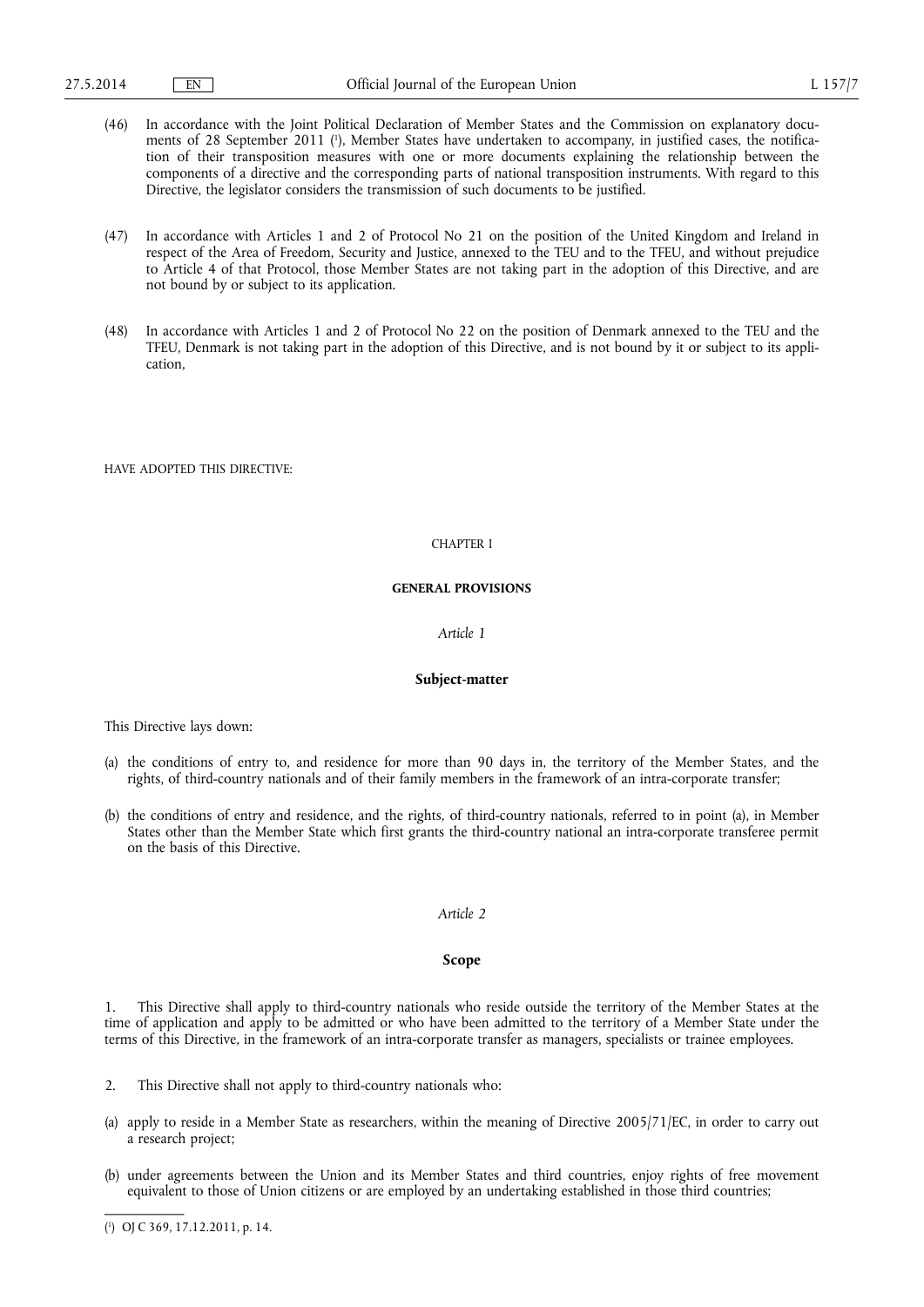(46) In accordance with the Joint Political Declaration of Member States and the Commission on explanatory documents of 28 September 2011 [1], Member States have undertaken to accompany, in justified cases, the notification of their transposition measures with one or more documents explaining the relationship between the components of a directive and the corresponding parts of national transposition instruments. With regard to this Directive, the legislator considers the transmission of such documents to be justified.

(47) In accordance with Articles 1 and 2 of Protocol No 21 on the position of the United Kingdom and Ireland in respect of the Area of Freedom, Security and Justice, annexed to the TEU and to the TFEU, and without prejudice to Article 4 of that Protocol, those Member States are not taking part in the adoption of this Directive, and are not bound by or subject to its application.

(48) In accordance with Articles 1 and 2 of Protocol No 22 on the position of Denmark annexed to the TEU and the TFEU, Denmark is not taking part in the adoption of this Directive, and is not bound by it or subject to its application,

HAVE ADOPTED THIS DIRECTIVE:

## CHAPTER I

## GENERAL PROVISIONS

### *Article 1*

### Subject-matter

This Directive lays down:

(a) the conditions of entry to, and residence for more than 90 days in, the territory of the Member States, and the rights, of third-country nationals and of their family members in the framework of an intra-corporate transfer;

(b) the conditions of entry and residence, and the rights, of third-country nationals, referred to in point (a), in Member States other than the Member State which first grants the third-country national an intra-corporate transferee permit on the basis of this Directive.

### *Article 2*

### Scope

1. This Directive shall apply to third-country nationals who reside outside the territory of the Member States at the time of application and apply to be admitted or who have been admitted to the territory of a Member State under the terms of this Directive, in the framework of an intra-corporate transfer as managers, specialists or trainee employees.

2. This Directive shall not apply to third-country nationals who:

(a) apply to reside in a Member State as researchers, within the meaning of Directive 2005/71/EC, in order to carry out a research project;

(b) under agreements between the Union and its Member States and third countries, enjoy rights of free movement equivalent to those of Union citizens or are employed by an undertaking established in those third countries;

[1] OJ C 369, 17.12.2011, p. 14.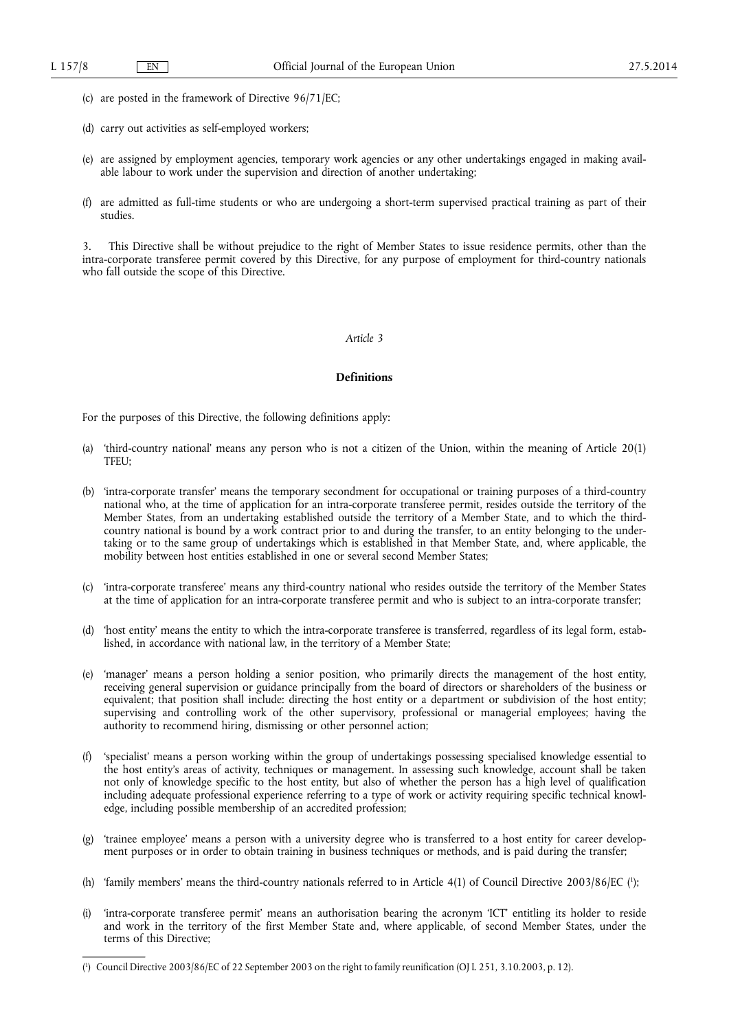(c) are posted in the framework of Directive 96/71/EC;

(d) carry out activities as self-employed workers;

(e) are assigned by employment agencies, temporary work agencies or any other undertakings engaged in making available labour to work under the supervision and direction of another undertaking;

(f) are admitted as full-time students or who are undergoing a short-term supervised practical training as part of their studies.

3. This Directive shall be without prejudice to the right of Member States to issue residence permits, other than the intra-corporate transferee permit covered by this Directive, for any purpose of employment for third-country nationals who fall outside the scope of this Directive.

*Article 3*

**Definitions**

For the purposes of this Directive, the following definitions apply:

(a) 'third-country national' means any person who is not a citizen of the Union, within the meaning of Article 20(1) TFEU;

(b) 'intra-corporate transfer' means the temporary secondment for occupational or training purposes of a third-country national who, at the time of application for an intra-corporate transferee permit, resides outside the territory of the Member States, from an undertaking established outside the territory of a Member State, and to which the third-country national is bound by a work contract prior to and during the transfer, to an entity belonging to the undertaking or to the same group of undertakings which is established in that Member State, and, where applicable, the mobility between host entities established in one or several second Member States;

(c) 'intra-corporate transferee' means any third-country national who resides outside the territory of the Member States at the time of application for an intra-corporate transferee permit and who is subject to an intra-corporate transfer;

(d) 'host entity' means the entity to which the intra-corporate transferee is transferred, regardless of its legal form, established, in accordance with national law, in the territory of a Member State;

(e) 'manager' means a person holding a senior position, who primarily directs the management of the host entity, receiving general supervision or guidance principally from the board of directors or shareholders of the business or equivalent; that position shall include: directing the host entity or a department or subdivision of the host entity; supervising and controlling work of the other supervisory, professional or managerial employees; having the authority to recommend hiring, dismissing or other personnel action;

(f) 'specialist' means a person working within the group of undertakings possessing specialised knowledge essential to the host entity's areas of activity, techniques or management. In assessing such knowledge, account shall be taken not only of knowledge specific to the host entity, but also of whether the person has a high level of qualification including adequate professional experience referring to a type of work or activity requiring specific technical knowledge, including possible membership of an accredited profession;

(g) 'trainee employee' means a person with a university degree who is transferred to a host entity for career development purposes or in order to obtain training in business techniques or methods, and is paid during the transfer;

(h) 'family members' means the third-country nationals referred to in Article 4(1) of Council Directive 2003/86/EC [1];

(i) 'intra-corporate transferee permit' means an authorisation bearing the acronym 'ICT' entitling its holder to reside and work in the territory of the first Member State and, where applicable, of second Member States, under the terms of this Directive;

[1] Council Directive 2003/86/EC of 22 September 2003 on the right to family reunification (OJ L 251, 3.10.2003, p. 12).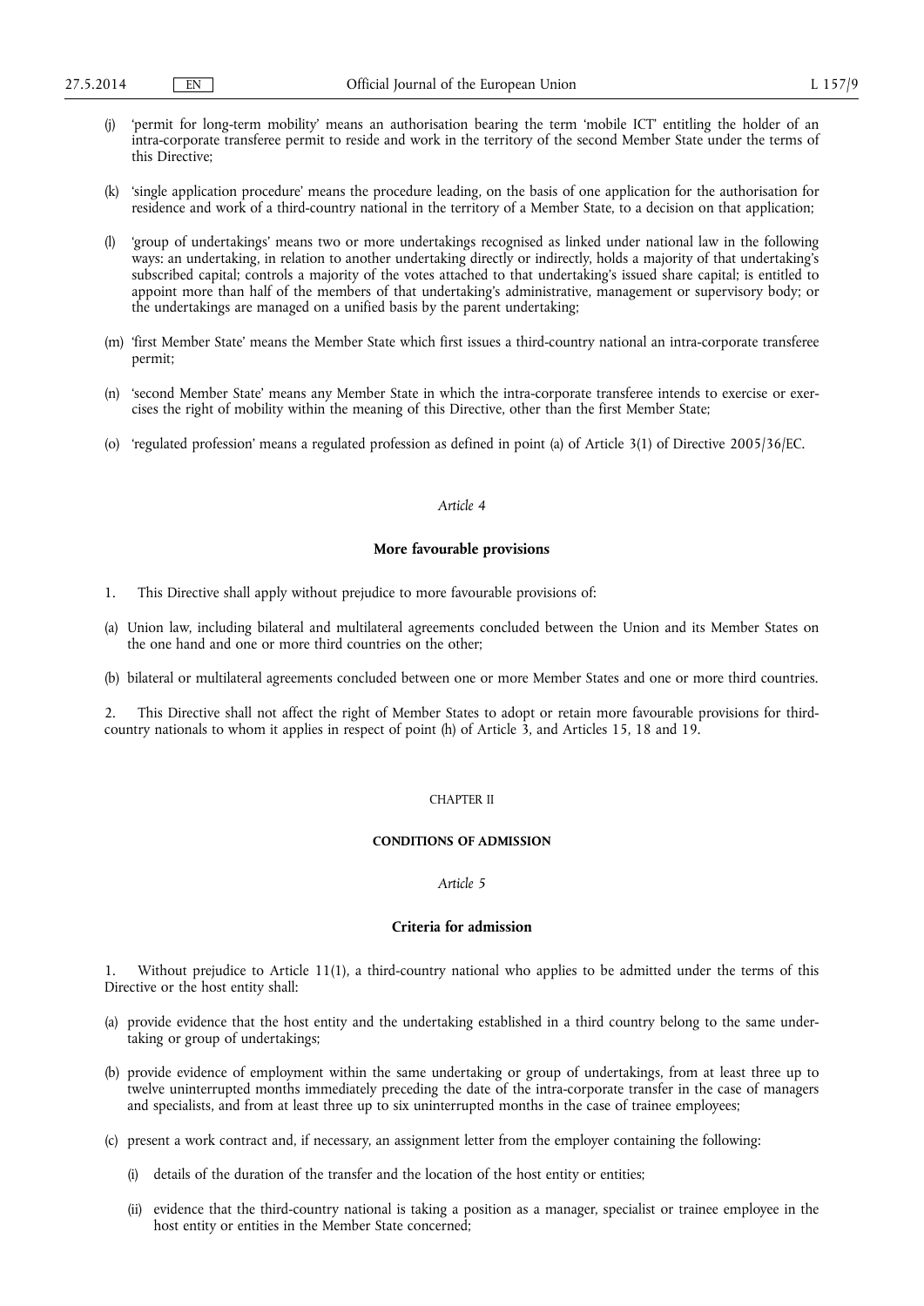(j) 'permit for long-term mobility' means an authorisation bearing the term 'mobile ICT' entitling the holder of an intra-corporate transferee permit to reside and work in the territory of the second Member State under the terms of this Directive;

(k) 'single application procedure' means the procedure leading, on the basis of one application for the authorisation for residence and work of a third-country national in the territory of a Member State, to a decision on that application;

(l) 'group of undertakings' means two or more undertakings recognised as linked under national law in the following ways: an undertaking, in relation to another undertaking directly or indirectly, holds a majority of that undertaking's subscribed capital; controls a majority of the votes attached to that undertaking's issued share capital; is entitled to appoint more than half of the members of that undertaking's administrative, management or supervisory body; or the undertakings are managed on a unified basis by the parent undertaking;

(m) 'first Member State' means the Member State which first issues a third-country national an intra-corporate transferee permit;

(n) 'second Member State' means any Member State in which the intra-corporate transferee intends to exercise or exercises the right of mobility within the meaning of this Directive, other than the first Member State;

(o) 'regulated profession' means a regulated profession as defined in point (a) of Article 3(1) of Directive 2005/36/EC.

*Article 4*

**More favourable provisions**

1. This Directive shall apply without prejudice to more favourable provisions of:

(a) Union law, including bilateral and multilateral agreements concluded between the Union and its Member States on the one hand and one or more third countries on the other;

(b) bilateral or multilateral agreements concluded between one or more Member States and one or more third countries.

2. This Directive shall not affect the right of Member States to adopt or retain more favourable provisions for third-country nationals to whom it applies in respect of point (h) of Article 3, and Articles 15, 18 and 19.

CHAPTER II

**CONDITIONS OF ADMISSION**

*Article 5*

**Criteria for admission**

1. Without prejudice to Article 11(1), a third-country national who applies to be admitted under the terms of this Directive or the host entity shall:

(a) provide evidence that the host entity and the undertaking established in a third country belong to the same undertaking or group of undertakings;

(b) provide evidence of employment within the same undertaking or group of undertakings, from at least three up to twelve uninterrupted months immediately preceding the date of the intra-corporate transfer in the case of managers and specialists, and from at least three up to six uninterrupted months in the case of trainee employees;

(c) present a work contract and, if necessary, an assignment letter from the employer containing the following:

  (i) details of the duration of the transfer and the location of the host entity or entities;

  (ii) evidence that the third-country national is taking a position as a manager, specialist or trainee employee in the host entity or entities in the Member State concerned;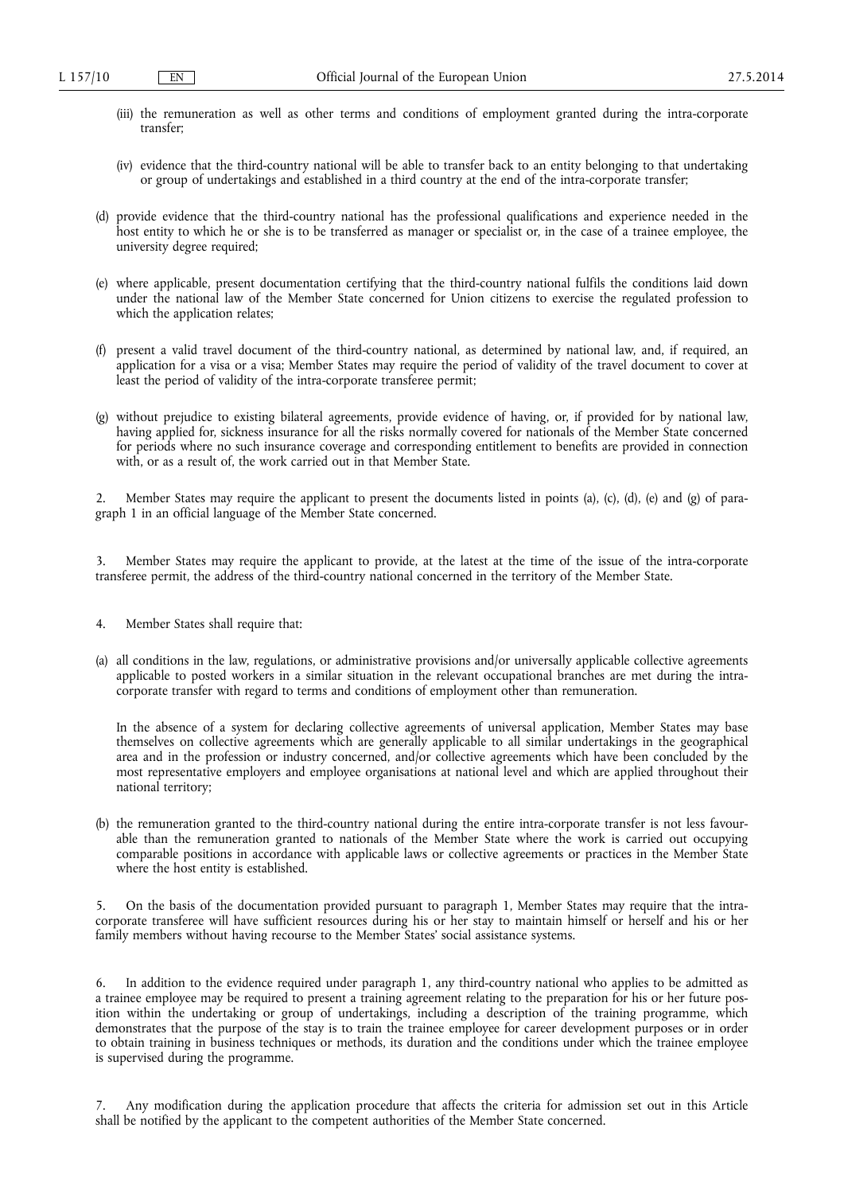(iii) the remuneration as well as other terms and conditions of employment granted during the intra-corporate transfer;

(iv) evidence that the third-country national will be able to transfer back to an entity belonging to that undertaking or group of undertakings and established in a third country at the end of the intra-corporate transfer;

(d) provide evidence that the third-country national has the professional qualifications and experience needed in the host entity to which he or she is to be transferred as manager or specialist or, in the case of a trainee employee, the university degree required;

(e) where applicable, present documentation certifying that the third-country national fulfils the conditions laid down under the national law of the Member State concerned for Union citizens to exercise the regulated profession to which the application relates;

(f) present a valid travel document of the third-country national, as determined by national law, and, if required, an application for a visa or a visa; Member States may require the period of validity of the travel document to cover at least the period of validity of the intra-corporate transferee permit;

(g) without prejudice to existing bilateral agreements, provide evidence of having, or, if provided for by national law, having applied for, sickness insurance for all the risks normally covered for nationals of the Member State concerned for periods where no such insurance coverage and corresponding entitlement to benefits are provided in connection with, or as a result of, the work carried out in that Member State.

2. Member States may require the applicant to present the documents listed in points (a), (c), (d), (e) and (g) of paragraph 1 in an official language of the Member State concerned.

3. Member States may require the applicant to provide, at the latest at the time of the issue of the intra-corporate transferee permit, the address of the third-country national concerned in the territory of the Member State.

4. Member States shall require that:

(a) all conditions in the law, regulations, or administrative provisions and/or universally applicable collective agreements applicable to posted workers in a similar situation in the relevant occupational branches are met during the intra-corporate transfer with regard to terms and conditions of employment other than remuneration.

In the absence of a system for declaring collective agreements of universal application, Member States may base themselves on collective agreements which are generally applicable to all similar undertakings in the geographical area and in the profession or industry concerned, and/or collective agreements which have been concluded by the most representative employers and employee organisations at national level and which are applied throughout their national territory;

(b) the remuneration granted to the third-country national during the entire intra-corporate transfer is not less favourable than the remuneration granted to nationals of the Member State where the work is carried out occupying comparable positions in accordance with applicable laws or collective agreements or practices in the Member State where the host entity is established.

5. On the basis of the documentation provided pursuant to paragraph 1, Member States may require that the intra-corporate transferee will have sufficient resources during his or her stay to maintain himself or herself and his or her family members without having recourse to the Member States' social assistance systems.

6. In addition to the evidence required under paragraph 1, any third-country national who applies to be admitted as a trainee employee may be required to present a training agreement relating to the preparation for his or her future position within the undertaking or group of undertakings, including a description of the training programme, which demonstrates that the purpose of the stay is to train the trainee employee for career development purposes or in order to obtain training in business techniques or methods, its duration and the conditions under which the trainee employee is supervised during the programme.

7. Any modification during the application procedure that affects the criteria for admission set out in this Article shall be notified by the applicant to the competent authorities of the Member State concerned.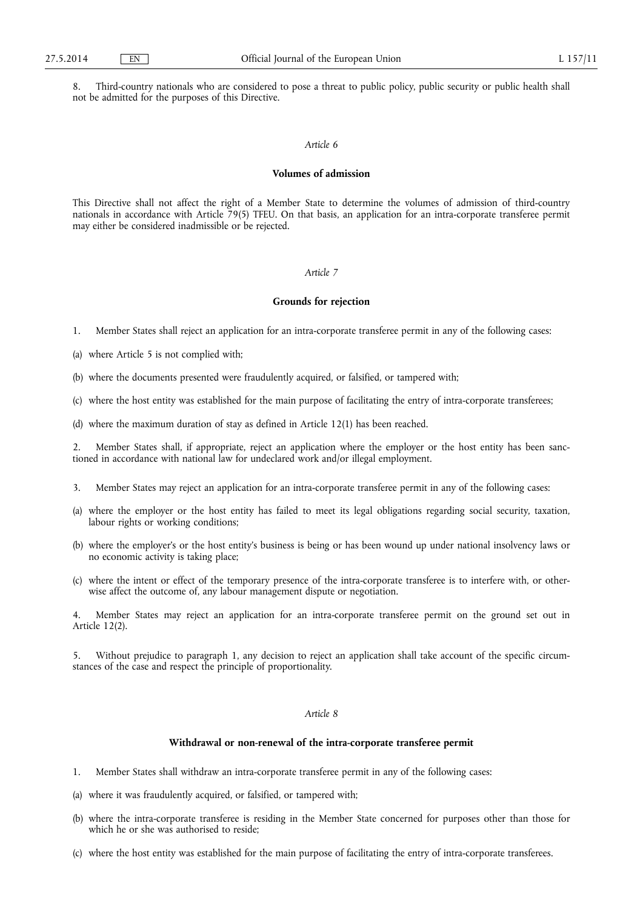8. Third-country nationals who are considered to pose a threat to public policy, public security or public health shall not be admitted for the purposes of this Directive.

*Article 6*

**Volumes of admission**

This Directive shall not affect the right of a Member State to determine the volumes of admission of third-country nationals in accordance with Article 79(5) TFEU. On that basis, an application for an intra-corporate transferee permit may either be considered inadmissible or be rejected.

*Article 7*

**Grounds for rejection**

1. Member States shall reject an application for an intra-corporate transferee permit in any of the following cases:

(a) where Article 5 is not complied with;

(b) where the documents presented were fraudulently acquired, or falsified, or tampered with;

(c) where the host entity was established for the main purpose of facilitating the entry of intra-corporate transferees;

(d) where the maximum duration of stay as defined in Article 12(1) has been reached.

2. Member States shall, if appropriate, reject an application where the employer or the host entity has been sanctioned in accordance with national law for undeclared work and/or illegal employment.

3. Member States may reject an application for an intra-corporate transferee permit in any of the following cases:

(a) where the employer or the host entity has failed to meet its legal obligations regarding social security, taxation, labour rights or working conditions;

(b) where the employer's or the host entity's business is being or has been wound up under national insolvency laws or no economic activity is taking place;

(c) where the intent or effect of the temporary presence of the intra-corporate transferee is to interfere with, or otherwise affect the outcome of, any labour management dispute or negotiation.

4. Member States may reject an application for an intra-corporate transferee permit on the ground set out in Article 12(2).

5. Without prejudice to paragraph 1, any decision to reject an application shall take account of the specific circumstances of the case and respect the principle of proportionality.

*Article 8*

**Withdrawal or non-renewal of the intra-corporate transferee permit**

1. Member States shall withdraw an intra-corporate transferee permit in any of the following cases:

(a) where it was fraudulently acquired, or falsified, or tampered with;

(b) where the intra-corporate transferee is residing in the Member State concerned for purposes other than those for which he or she was authorised to reside;

(c) where the host entity was established for the main purpose of facilitating the entry of intra-corporate transferees.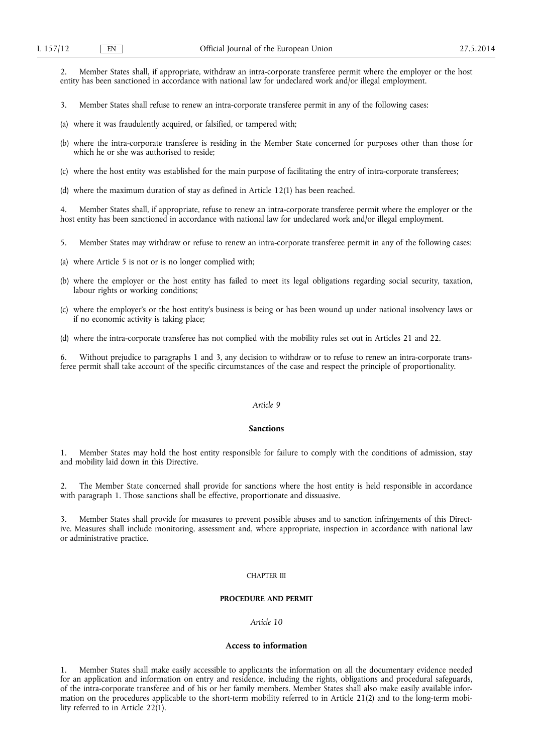2. Member States shall, if appropriate, withdraw an intra-corporate transferee permit where the employer or the host entity has been sanctioned in accordance with national law for undeclared work and/or illegal employment.

3. Member States shall refuse to renew an intra-corporate transferee permit in any of the following cases:

(a) where it was fraudulently acquired, or falsified, or tampered with;

(b) where the intra-corporate transferee is residing in the Member State concerned for purposes other than those for which he or she was authorised to reside;

(c) where the host entity was established for the main purpose of facilitating the entry of intra-corporate transferees;

(d) where the maximum duration of stay as defined in Article 12(1) has been reached.

4. Member States shall, if appropriate, refuse to renew an intra-corporate transferee permit where the employer or the host entity has been sanctioned in accordance with national law for undeclared work and/or illegal employment.

5. Member States may withdraw or refuse to renew an intra-corporate transferee permit in any of the following cases:

(a) where Article 5 is not or is no longer complied with;

(b) where the employer or the host entity has failed to meet its legal obligations regarding social security, taxation, labour rights or working conditions;

(c) where the employer's or the host entity's business is being or has been wound up under national insolvency laws or if no economic activity is taking place;

(d) where the intra-corporate transferee has not complied with the mobility rules set out in Articles 21 and 22.

6. Without prejudice to paragraphs 1 and 3, any decision to withdraw or to refuse to renew an intra-corporate transferee permit shall take account of the specific circumstances of the case and respect the principle of proportionality.

*Article 9*

**Sanctions**

1. Member States may hold the host entity responsible for failure to comply with the conditions of admission, stay and mobility laid down in this Directive.

2. The Member State concerned shall provide for sanctions where the host entity is held responsible in accordance with paragraph 1. Those sanctions shall be effective, proportionate and dissuasive.

3. Member States shall provide for measures to prevent possible abuses and to sanction infringements of this Directive. Measures shall include monitoring, assessment and, where appropriate, inspection in accordance with national law or administrative practice.

CHAPTER III

**PROCEDURE AND PERMIT**

*Article 10*

**Access to information**

1. Member States shall make easily accessible to applicants the information on all the documentary evidence needed for an application and information on entry and residence, including the rights, obligations and procedural safeguards, of the intra-corporate transferee and of his or her family members. Member States shall also make easily available information on the procedures applicable to the short-term mobility referred to in Article 21(2) and to the long-term mobility referred to in Article 22(1).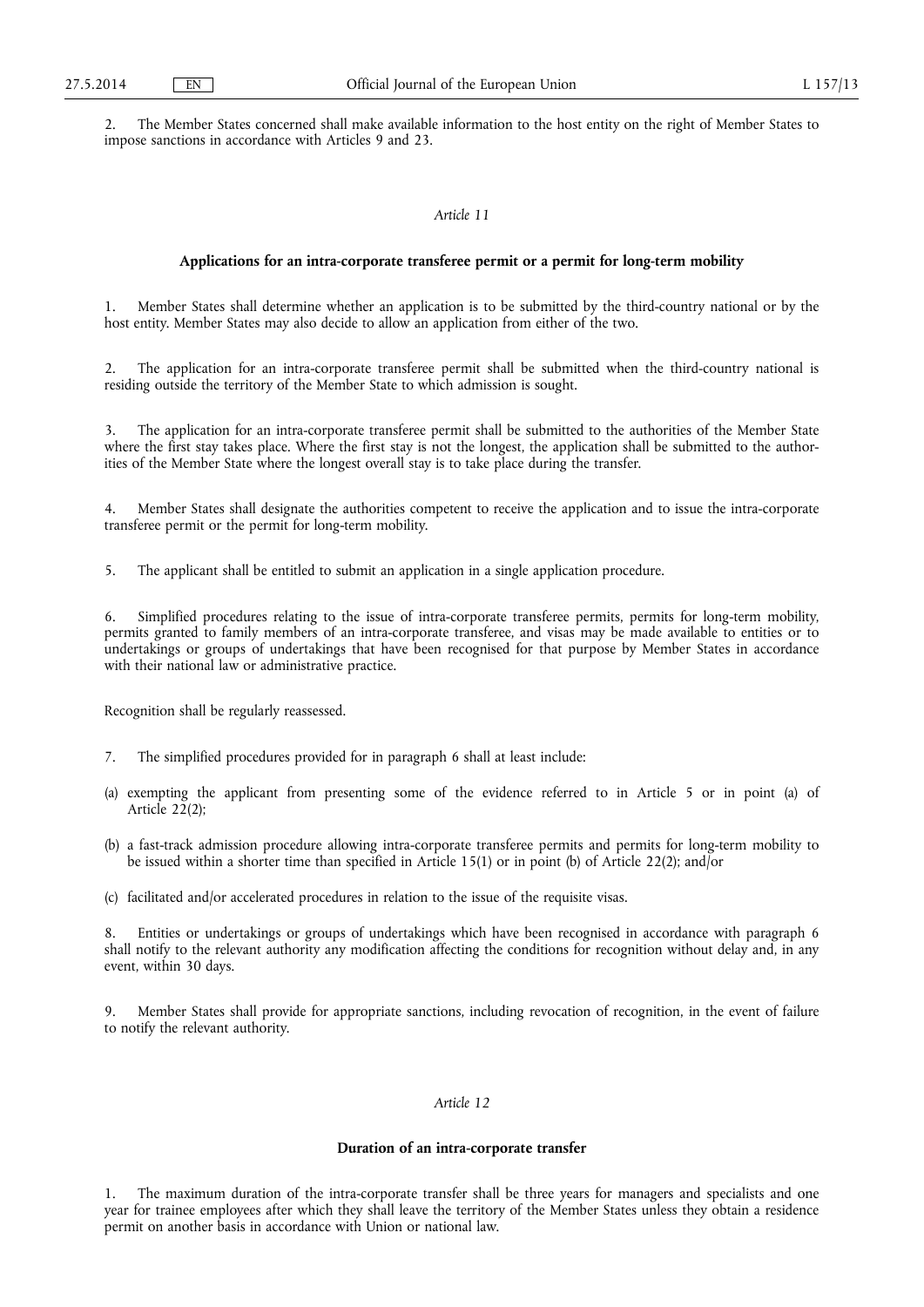2. The Member States concerned shall make available information to the host entity on the right of Member States to impose sanctions in accordance with Articles 9 and 23.

*Article 11*

**Applications for an intra-corporate transferee permit or a permit for long-term mobility**

1. Member States shall determine whether an application is to be submitted by the third-country national or by the host entity. Member States may also decide to allow an application from either of the two.

2. The application for an intra-corporate transferee permit shall be submitted when the third-country national is residing outside the territory of the Member State to which admission is sought.

3. The application for an intra-corporate transferee permit shall be submitted to the authorities of the Member State where the first stay takes place. Where the first stay is not the longest, the application shall be submitted to the authorities of the Member State where the longest overall stay is to take place during the transfer.

4. Member States shall designate the authorities competent to receive the application and to issue the intra-corporate transferee permit or the permit for long-term mobility.

5. The applicant shall be entitled to submit an application in a single application procedure.

6. Simplified procedures relating to the issue of intra-corporate transferee permits, permits for long-term mobility, permits granted to family members of an intra-corporate transferee, and visas may be made available to entities or to undertakings or groups of undertakings that have been recognised for that purpose by Member States in accordance with their national law or administrative practice.

Recognition shall be regularly reassessed.

7. The simplified procedures provided for in paragraph 6 shall at least include:

(a) exempting the applicant from presenting some of the evidence referred to in Article 5 or in point (a) of Article 22(2);

(b) a fast-track admission procedure allowing intra-corporate transferee permits and permits for long-term mobility to be issued within a shorter time than specified in Article 15(1) or in point (b) of Article 22(2); and/or

(c) facilitated and/or accelerated procedures in relation to the issue of the requisite visas.

8. Entities or undertakings or groups of undertakings which have been recognised in accordance with paragraph 6 shall notify to the relevant authority any modification affecting the conditions for recognition without delay and, in any event, within 30 days.

9. Member States shall provide for appropriate sanctions, including revocation of recognition, in the event of failure to notify the relevant authority.

*Article 12*

**Duration of an intra-corporate transfer**

1. The maximum duration of the intra-corporate transfer shall be three years for managers and specialists and one year for trainee employees after which they shall leave the territory of the Member States unless they obtain a residence permit on another basis in accordance with Union or national law.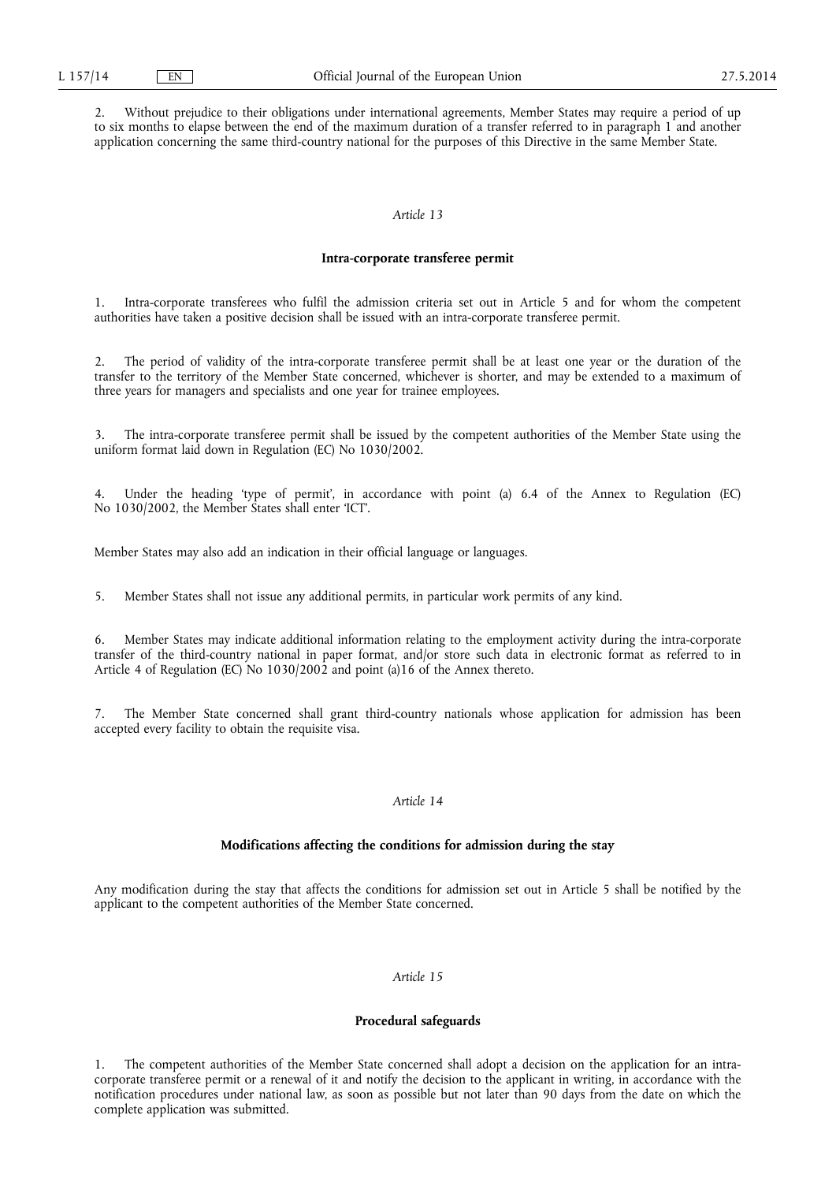2. Without prejudice to their obligations under international agreements, Member States may require a period of up to six months to elapse between the end of the maximum duration of a transfer referred to in paragraph 1 and another application concerning the same third-country national for the purposes of this Directive in the same Member State.

*Article 13*

**Intra-corporate transferee permit**

1. Intra-corporate transferees who fulfil the admission criteria set out in Article 5 and for whom the competent authorities have taken a positive decision shall be issued with an intra-corporate transferee permit.

2. The period of validity of the intra-corporate transferee permit shall be at least one year or the duration of the transfer to the territory of the Member State concerned, whichever is shorter, and may be extended to a maximum of three years for managers and specialists and one year for trainee employees.

3. The intra-corporate transferee permit shall be issued by the competent authorities of the Member State using the uniform format laid down in Regulation (EC) No 1030/2002.

4. Under the heading 'type of permit', in accordance with point (a) 6.4 of the Annex to Regulation (EC) No 1030/2002, the Member States shall enter 'ICT'.

Member States may also add an indication in their official language or languages.

5. Member States shall not issue any additional permits, in particular work permits of any kind.

6. Member States may indicate additional information relating to the employment activity during the intra-corporate transfer of the third-country national in paper format, and/or store such data in electronic format as referred to in Article 4 of Regulation (EC) No 1030/2002 and point (a)16 of the Annex thereto.

7. The Member State concerned shall grant third-country nationals whose application for admission has been accepted every facility to obtain the requisite visa.

*Article 14*

**Modifications affecting the conditions for admission during the stay**

Any modification during the stay that affects the conditions for admission set out in Article 5 shall be notified by the applicant to the competent authorities of the Member State concerned.

*Article 15*

**Procedural safeguards**

1. The competent authorities of the Member State concerned shall adopt a decision on the application for an intra-corporate transferee permit or a renewal of it and notify the decision to the applicant in writing, in accordance with the notification procedures under national law, as soon as possible but not later than 90 days from the date on which the complete application was submitted.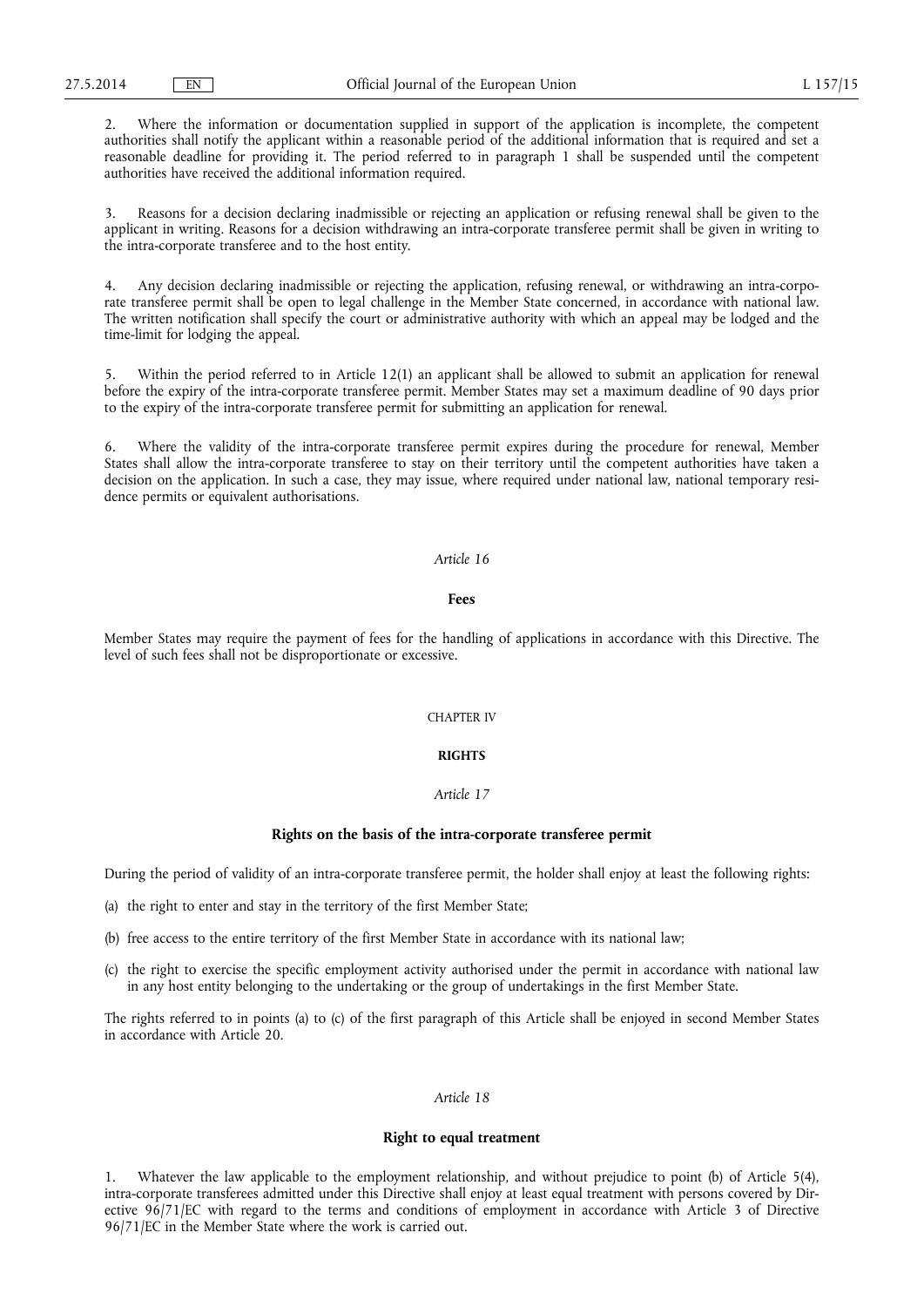2. Where the information or documentation supplied in support of the application is incomplete, the competent authorities shall notify the applicant within a reasonable period of the additional information that is required and set a reasonable deadline for providing it. The period referred to in paragraph 1 shall be suspended until the competent authorities have received the additional information required.

3. Reasons for a decision declaring inadmissible or rejecting an application or refusing renewal shall be given to the applicant in writing. Reasons for a decision withdrawing an intra-corporate transferee permit shall be given in writing to the intra-corporate transferee and to the host entity.

4. Any decision declaring inadmissible or rejecting the application, refusing renewal, or withdrawing an intra-corporate transferee permit shall be open to legal challenge in the Member State concerned, in accordance with national law. The written notification shall specify the court or administrative authority with which an appeal may be lodged and the time-limit for lodging the appeal.

5. Within the period referred to in Article 12(1) an applicant shall be allowed to submit an application for renewal before the expiry of the intra-corporate transferee permit. Member States may set a maximum deadline of 90 days prior to the expiry of the intra-corporate transferee permit for submitting an application for renewal.

6. Where the validity of the intra-corporate transferee permit expires during the procedure for renewal, Member States shall allow the intra-corporate transferee to stay on their territory until the competent authorities have taken a decision on the application. In such a case, they may issue, where required under national law, national temporary residence permits or equivalent authorisations.

*Article 16*

**Fees**

Member States may require the payment of fees for the handling of applications in accordance with this Directive. The level of such fees shall not be disproportionate or excessive.

CHAPTER IV

**RIGHTS**

*Article 17*

**Rights on the basis of the intra-corporate transferee permit**

During the period of validity of an intra-corporate transferee permit, the holder shall enjoy at least the following rights:

(a) the right to enter and stay in the territory of the first Member State;

(b) free access to the entire territory of the first Member State in accordance with its national law;

(c) the right to exercise the specific employment activity authorised under the permit in accordance with national law in any host entity belonging to the undertaking or the group of undertakings in the first Member State.

The rights referred to in points (a) to (c) of the first paragraph of this Article shall be enjoyed in second Member States in accordance with Article 20.

*Article 18*

**Right to equal treatment**

1. Whatever the law applicable to the employment relationship, and without prejudice to point (b) of Article 5(4), intra-corporate transferees admitted under this Directive shall enjoy at least equal treatment with persons covered by Directive 96/71/EC with regard to the terms and conditions of employment in accordance with Article 3 of Directive 96/71/EC in the Member State where the work is carried out.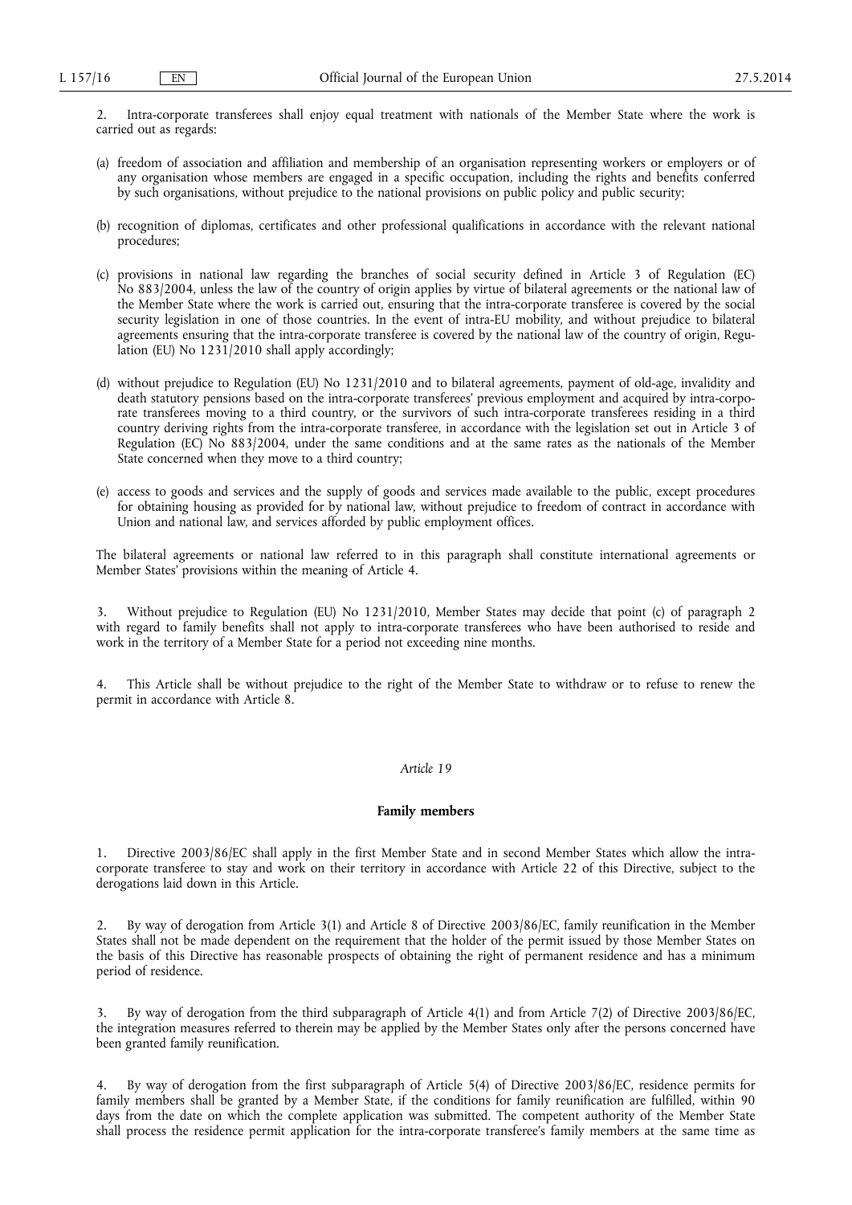2. Intra-corporate transferees shall enjoy equal treatment with nationals of the Member State where the work is carried out as regards:

(a) freedom of association and affiliation and membership of an organisation representing workers or employers or of any organisation whose members are engaged in a specific occupation, including the rights and benefits conferred by such organisations, without prejudice to the national provisions on public policy and public security;

(b) recognition of diplomas, certificates and other professional qualifications in accordance with the relevant national procedures;

(c) provisions in national law regarding the branches of social security defined in Article 3 of Regulation (EC) No 883/2004, unless the law of the country of origin applies by virtue of bilateral agreements or the national law of the Member State where the work is carried out, ensuring that the intra-corporate transferee is covered by the social security legislation in one of those countries. In the event of intra-EU mobility, and without prejudice to bilateral agreements ensuring that the intra-corporate transferee is covered by the national law of the country of origin, Regulation (EU) No 1231/2010 shall apply accordingly;

(d) without prejudice to Regulation (EU) No 1231/2010 and to bilateral agreements, payment of old-age, invalidity and death statutory pensions based on the intra-corporate transferees' previous employment and acquired by intra-corporate transferees moving to a third country, or the survivors of such intra-corporate transferees residing in a third country deriving rights from the intra-corporate transferee, in accordance with the legislation set out in Article 3 of Regulation (EC) No 883/2004, under the same conditions and at the same rates as the nationals of the Member State concerned when they move to a third country;

(e) access to goods and services and the supply of goods and services made available to the public, except procedures for obtaining housing as provided for by national law, without prejudice to freedom of contract in accordance with Union and national law, and services afforded by public employment offices.

The bilateral agreements or national law referred to in this paragraph shall constitute international agreements or Member States' provisions within the meaning of Article 4.

3. Without prejudice to Regulation (EU) No 1231/2010, Member States may decide that point (c) of paragraph 2 with regard to family benefits shall not apply to intra-corporate transferees who have been authorised to reside and work in the territory of a Member State for a period not exceeding nine months.

4. This Article shall be without prejudice to the right of the Member State to withdraw or to refuse to renew the permit in accordance with Article 8.

*Article 19*

**Family members**

1. Directive 2003/86/EC shall apply in the first Member State and in second Member States which allow the intra-corporate transferee to stay and work on their territory in accordance with Article 22 of this Directive, subject to the derogations laid down in this Article.

2. By way of derogation from Article 3(1) and Article 8 of Directive 2003/86/EC, family reunification in the Member States shall not be made dependent on the requirement that the holder of the permit issued by those Member States on the basis of this Directive has reasonable prospects of obtaining the right of permanent residence and has a minimum period of residence.

3. By way of derogation from the third subparagraph of Article 4(1) and from Article 7(2) of Directive 2003/86/EC, the integration measures referred to therein may be applied by the Member States only after the persons concerned have been granted family reunification.

4. By way of derogation from the first subparagraph of Article 5(4) of Directive 2003/86/EC, residence permits for family members shall be granted by a Member State, if the conditions for family reunification are fulfilled, within 90 days from the date on which the complete application was submitted. The competent authority of the Member State shall process the residence permit application for the intra-corporate transferee's family members at the same time as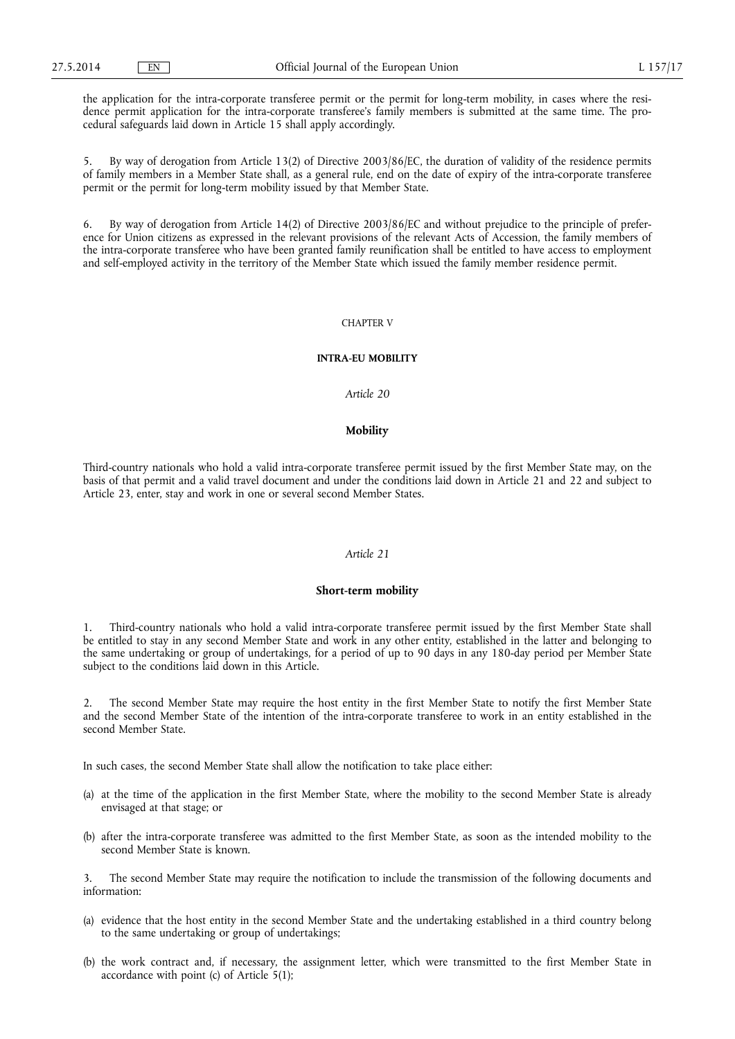the application for the intra-corporate transferee permit or the permit for long-term mobility, in cases where the residence permit application for the intra-corporate transferee's family members is submitted at the same time. The procedural safeguards laid down in Article 15 shall apply accordingly.

5. By way of derogation from Article 13(2) of Directive 2003/86/EC, the duration of validity of the residence permits of family members in a Member State shall, as a general rule, end on the date of expiry of the intra-corporate transferee permit or the permit for long-term mobility issued by that Member State.

6. By way of derogation from Article 14(2) of Directive 2003/86/EC and without prejudice to the principle of preference for Union citizens as expressed in the relevant provisions of the relevant Acts of Accession, the family members of the intra-corporate transferee who have been granted family reunification shall be entitled to have access to employment and self-employed activity in the territory of the Member State which issued the family member residence permit.

## CHAPTER V

## INTRA-EU MOBILITY

### *Article 20*

### Mobility

Third-country nationals who hold a valid intra-corporate transferee permit issued by the first Member State may, on the basis of that permit and a valid travel document and under the conditions laid down in Article 21 and 22 and subject to Article 23, enter, stay and work in one or several second Member States.

### *Article 21*

### Short-term mobility

1. Third-country nationals who hold a valid intra-corporate transferee permit issued by the first Member State shall be entitled to stay in any second Member State and work in any other entity, established in the latter and belonging to the same undertaking or group of undertakings, for a period of up to 90 days in any 180-day period per Member State subject to the conditions laid down in this Article.

2. The second Member State may require the host entity in the first Member State to notify the first Member State and the second Member State of the intention of the intra-corporate transferee to work in an entity established in the second Member State.

In such cases, the second Member State shall allow the notification to take place either:

(a) at the time of the application in the first Member State, where the mobility to the second Member State is already envisaged at that stage; or

(b) after the intra-corporate transferee was admitted to the first Member State, as soon as the intended mobility to the second Member State is known.

3. The second Member State may require the notification to include the transmission of the following documents and information:

(a) evidence that the host entity in the second Member State and the undertaking established in a third country belong to the same undertaking or group of undertakings;

(b) the work contract and, if necessary, the assignment letter, which were transmitted to the first Member State in accordance with point (c) of Article 5(1);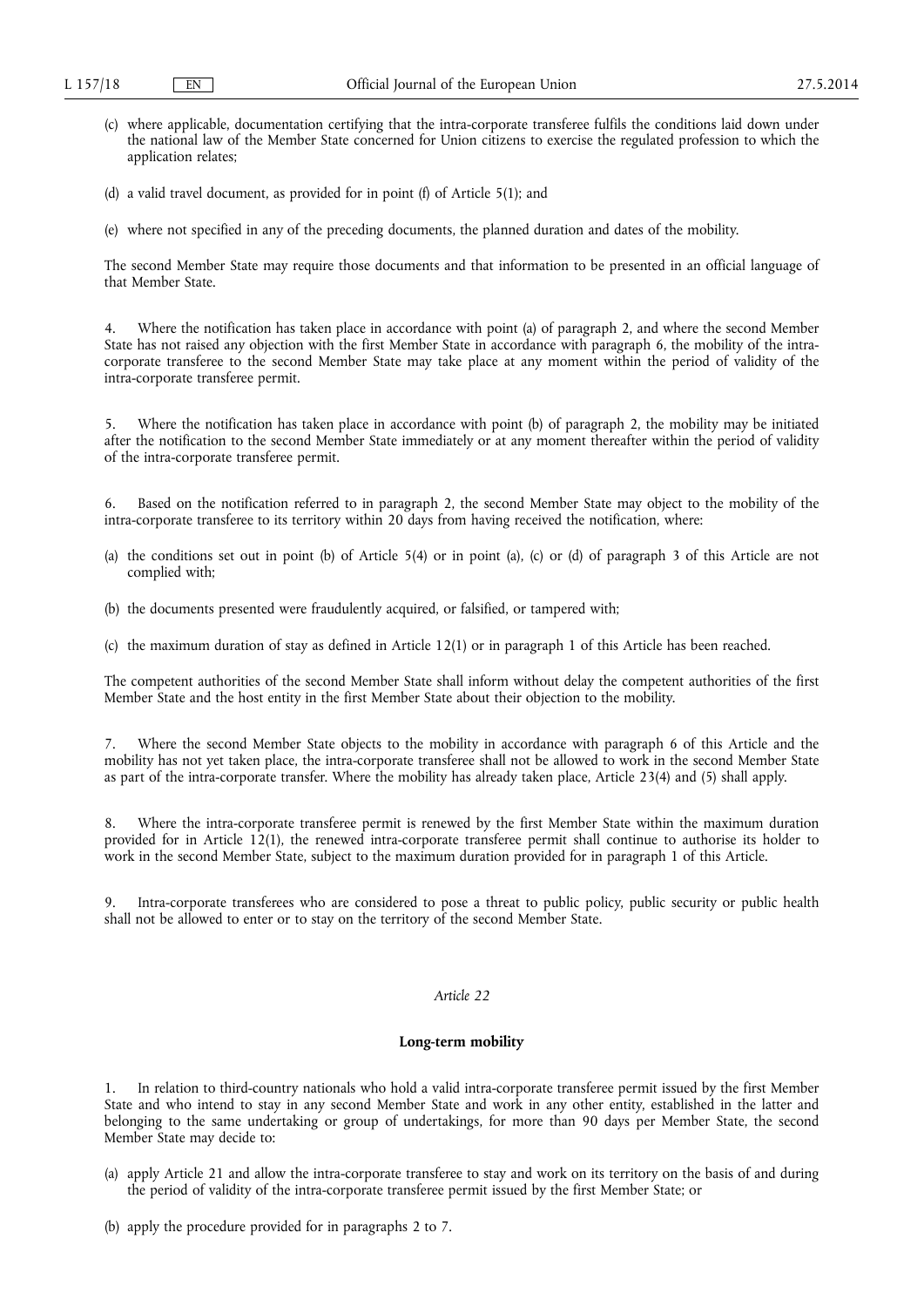(c) where applicable, documentation certifying that the intra-corporate transferee fulfils the conditions laid down under the national law of the Member State concerned for Union citizens to exercise the regulated profession to which the application relates;

(d) a valid travel document, as provided for in point (f) of Article 5(1); and

(e) where not specified in any of the preceding documents, the planned duration and dates of the mobility.

The second Member State may require those documents and that information to be presented in an official language of that Member State.

4. Where the notification has taken place in accordance with point (a) of paragraph 2, and where the second Member State has not raised any objection with the first Member State in accordance with paragraph 6, the mobility of the intra-corporate transferee to the second Member State may take place at any moment within the period of validity of the intra-corporate transferee permit.

5. Where the notification has taken place in accordance with point (b) of paragraph 2, the mobility may be initiated after the notification to the second Member State immediately or at any moment thereafter within the period of validity of the intra-corporate transferee permit.

6. Based on the notification referred to in paragraph 2, the second Member State may object to the mobility of the intra-corporate transferee to its territory within 20 days from having received the notification, where:

(a) the conditions set out in point (b) of Article 5(4) or in point (a), (c) or (d) of paragraph 3 of this Article are not complied with;

(b) the documents presented were fraudulently acquired, or falsified, or tampered with;

(c) the maximum duration of stay as defined in Article 12(1) or in paragraph 1 of this Article has been reached.

The competent authorities of the second Member State shall inform without delay the competent authorities of the first Member State and the host entity in the first Member State about their objection to the mobility.

7. Where the second Member State objects to the mobility in accordance with paragraph 6 of this Article and the mobility has not yet taken place, the intra-corporate transferee shall not be allowed to work in the second Member State as part of the intra-corporate transfer. Where the mobility has already taken place, Article 23(4) and (5) shall apply.

8. Where the intra-corporate transferee permit is renewed by the first Member State within the maximum duration provided for in Article 12(1), the renewed intra-corporate transferee permit shall continue to authorise its holder to work in the second Member State, subject to the maximum duration provided for in paragraph 1 of this Article.

9. Intra-corporate transferees who are considered to pose a threat to public policy, public security or public health shall not be allowed to enter or to stay on the territory of the second Member State.

*Article 22*

**Long-term mobility**

1. In relation to third-country nationals who hold a valid intra-corporate transferee permit issued by the first Member State and who intend to stay in any second Member State and work in any other entity, established in the latter and belonging to the same undertaking or group of undertakings, for more than 90 days per Member State, the second Member State may decide to:

(a) apply Article 21 and allow the intra-corporate transferee to stay and work on its territory on the basis of and during the period of validity of the intra-corporate transferee permit issued by the first Member State; or

(b) apply the procedure provided for in paragraphs 2 to 7.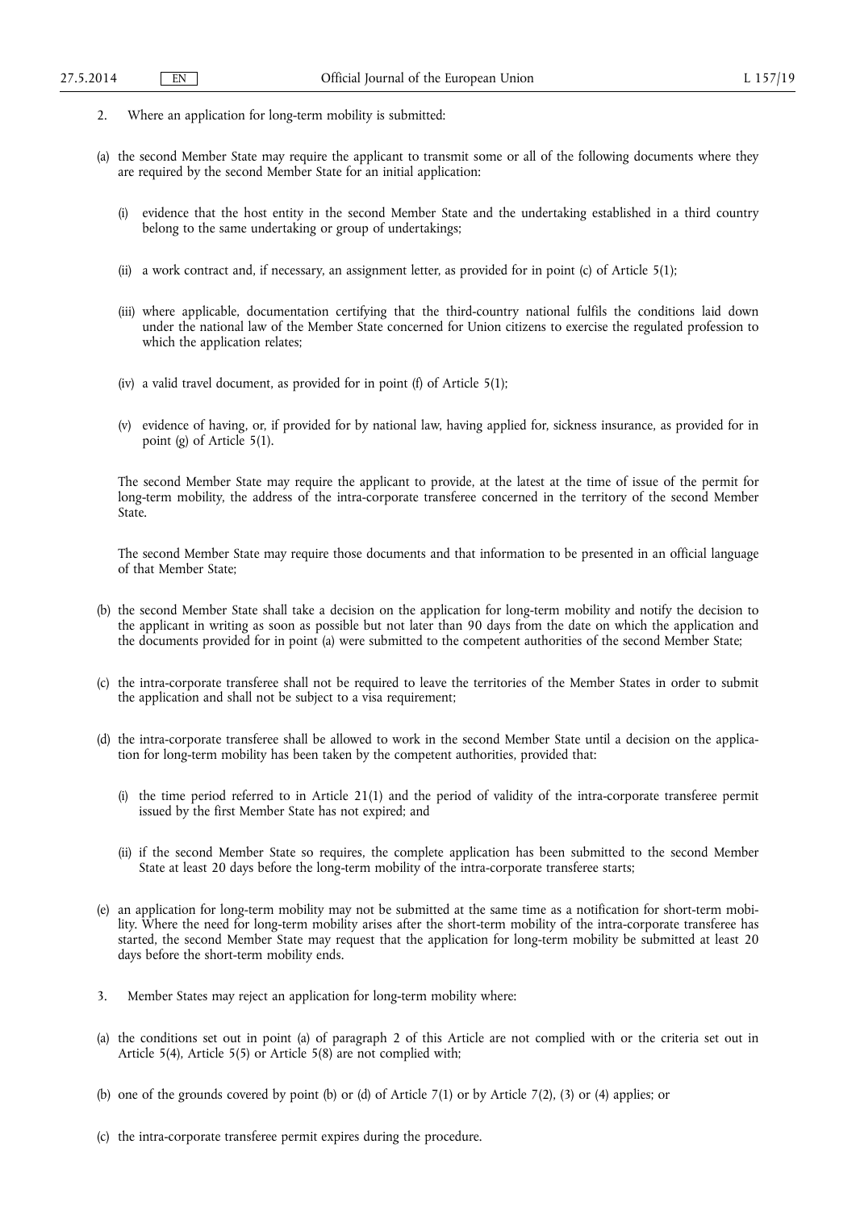2. Where an application for long-term mobility is submitted:

(a) the second Member State may require the applicant to transmit some or all of the following documents where they are required by the second Member State for an initial application:

   (i) evidence that the host entity in the second Member State and the undertaking established in a third country belong to the same undertaking or group of undertakings;

   (ii) a work contract and, if necessary, an assignment letter, as provided for in point (c) of Article 5(1);

   (iii) where applicable, documentation certifying that the third-country national fulfils the conditions laid down under the national law of the Member State concerned for Union citizens to exercise the regulated profession to which the application relates;

   (iv) a valid travel document, as provided for in point (f) of Article 5(1);

   (v) evidence of having, or, if provided for by national law, having applied for, sickness insurance, as provided for in point (g) of Article 5(1).

   The second Member State may require the applicant to provide, at the latest at the time of issue of the permit for long-term mobility, the address of the intra-corporate transferee concerned in the territory of the second Member State.

   The second Member State may require those documents and that information to be presented in an official language of that Member State;

(b) the second Member State shall take a decision on the application for long-term mobility and notify the decision to the applicant in writing as soon as possible but not later than 90 days from the date on which the application and the documents provided for in point (a) were submitted to the competent authorities of the second Member State;

(c) the intra-corporate transferee shall not be required to leave the territories of the Member States in order to submit the application and shall not be subject to a visa requirement;

(d) the intra-corporate transferee shall be allowed to work in the second Member State until a decision on the application for long-term mobility has been taken by the competent authorities, provided that:

   (i) the time period referred to in Article 21(1) and the period of validity of the intra-corporate transferee permit issued by the first Member State has not expired; and

   (ii) if the second Member State so requires, the complete application has been submitted to the second Member State at least 20 days before the long-term mobility of the intra-corporate transferee starts;

(e) an application for long-term mobility may not be submitted at the same time as a notification for short-term mobility. Where the need for long-term mobility arises after the short-term mobility of the intra-corporate transferee has started, the second Member State may request that the application for long-term mobility be submitted at least 20 days before the short-term mobility ends.

3. Member States may reject an application for long-term mobility where:

(a) the conditions set out in point (a) of paragraph 2 of this Article are not complied with or the criteria set out in Article 5(4), Article 5(5) or Article 5(8) are not complied with;

(b) one of the grounds covered by point (b) or (d) of Article 7(1) or by Article 7(2), (3) or (4) applies; or

(c) the intra-corporate transferee permit expires during the procedure.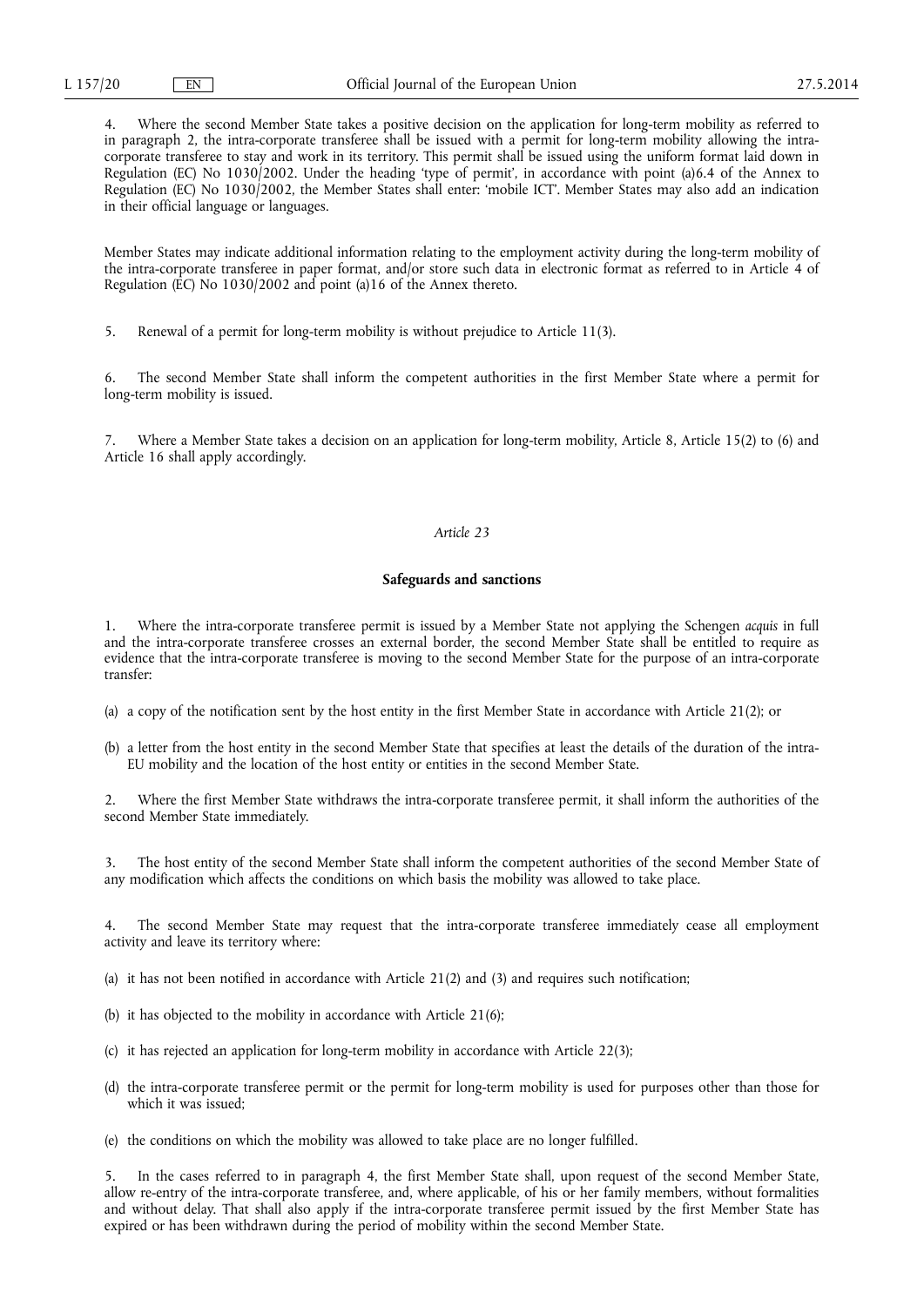4. Where the second Member State takes a positive decision on the application for long-term mobility as referred to in paragraph 2, the intra-corporate transferee shall be issued with a permit for long-term mobility allowing the intra-corporate transferee to stay and work in its territory. This permit shall be issued using the uniform format laid down in Regulation (EC) No 1030/2002. Under the heading 'type of permit', in accordance with point (a)6.4 of the Annex to Regulation (EC) No 1030/2002, the Member States shall enter: 'mobile ICT'. Member States may also add an indication in their official language or languages.

Member States may indicate additional information relating to the employment activity during the long-term mobility of the intra-corporate transferee in paper format, and/or store such data in electronic format as referred to in Article 4 of Regulation (EC) No 1030/2002 and point (a)16 of the Annex thereto.

5. Renewal of a permit for long-term mobility is without prejudice to Article 11(3).

6. The second Member State shall inform the competent authorities in the first Member State where a permit for long-term mobility is issued.

7. Where a Member State takes a decision on an application for long-term mobility, Article 8, Article 15(2) to (6) and Article 16 shall apply accordingly.

*Article 23*

**Safeguards and sanctions**

1. Where the intra-corporate transferee permit is issued by a Member State not applying the Schengen *acquis* in full and the intra-corporate transferee crosses an external border, the second Member State shall be entitled to require as evidence that the intra-corporate transferee is moving to the second Member State for the purpose of an intra-corporate transfer:

(a) a copy of the notification sent by the host entity in the first Member State in accordance with Article 21(2); or

(b) a letter from the host entity in the second Member State that specifies at least the details of the duration of the intra-EU mobility and the location of the host entity or entities in the second Member State.

2. Where the first Member State withdraws the intra-corporate transferee permit, it shall inform the authorities of the second Member State immediately.

3. The host entity of the second Member State shall inform the competent authorities of the second Member State of any modification which affects the conditions on which basis the mobility was allowed to take place.

4. The second Member State may request that the intra-corporate transferee immediately cease all employment activity and leave its territory where:

(a) it has not been notified in accordance with Article 21(2) and (3) and requires such notification;

(b) it has objected to the mobility in accordance with Article 21(6);

(c) it has rejected an application for long-term mobility in accordance with Article 22(3);

(d) the intra-corporate transferee permit or the permit for long-term mobility is used for purposes other than those for which it was issued;

(e) the conditions on which the mobility was allowed to take place are no longer fulfilled.

5. In the cases referred to in paragraph 4, the first Member State shall, upon request of the second Member State, allow re-entry of the intra-corporate transferee, and, where applicable, of his or her family members, without formalities and without delay. That shall also apply if the intra-corporate transferee permit issued by the first Member State has expired or has been withdrawn during the period of mobility within the second Member State.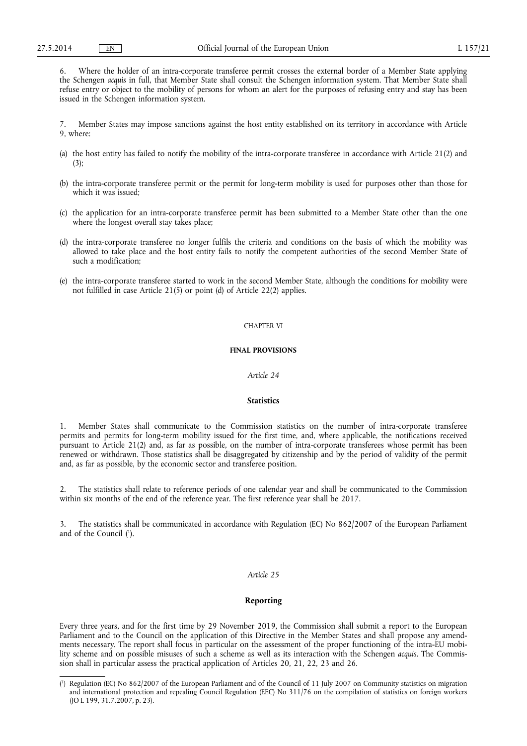6. Where the holder of an intra-corporate transferee permit crosses the external border of a Member State applying the Schengen *acquis* in full, that Member State shall consult the Schengen information system. That Member State shall refuse entry or object to the mobility of persons for whom an alert for the purposes of refusing entry and stay has been issued in the Schengen information system.

7. Member States may impose sanctions against the host entity established on its territory in accordance with Article 9, where:

(a) the host entity has failed to notify the mobility of the intra-corporate transferee in accordance with Article 21(2) and (3);

(b) the intra-corporate transferee permit or the permit for long-term mobility is used for purposes other than those for which it was issued;

(c) the application for an intra-corporate transferee permit has been submitted to a Member State other than the one where the longest overall stay takes place;

(d) the intra-corporate transferee no longer fulfils the criteria and conditions on the basis of which the mobility was allowed to take place and the host entity fails to notify the competent authorities of the second Member State of such a modification;

(e) the intra-corporate transferee started to work in the second Member State, although the conditions for mobility were not fulfilled in case Article 21(5) or point (d) of Article 22(2) applies.

CHAPTER VI

## FINAL PROVISIONS

*Article 24*

### Statistics

1. Member States shall communicate to the Commission statistics on the number of intra-corporate transferee permits and permits for long-term mobility issued for the first time, and, where applicable, the notifications received pursuant to Article 21(2) and, as far as possible, on the number of intra-corporate transferees whose permit has been renewed or withdrawn. Those statistics shall be disaggregated by citizenship and by the period of validity of the permit and, as far as possible, by the economic sector and transferee position.

2. The statistics shall relate to reference periods of one calendar year and shall be communicated to the Commission within six months of the end of the reference year. The first reference year shall be 2017.

3. The statistics shall be communicated in accordance with Regulation (EC) No 862/2007 of the European Parliament and of the Council [1].

*Article 25*

### Reporting

Every three years, and for the first time by 29 November 2019, the Commission shall submit a report to the European Parliament and to the Council on the application of this Directive in the Member States and shall propose any amendments necessary. The report shall focus in particular on the assessment of the proper functioning of the intra-EU mobility scheme and on possible misuses of such a scheme as well as its interaction with the Schengen *acquis*. The Commission shall in particular assess the practical application of Articles 20, 21, 22, 23 and 26.

---

[1] Regulation (EC) No 862/2007 of the European Parliament and of the Council of 11 July 2007 on Community statistics on migration and international protection and repealing Council Regulation (EEC) No 311/76 on the compilation of statistics on foreign workers (JO L 199, 31.7.2007, p. 23).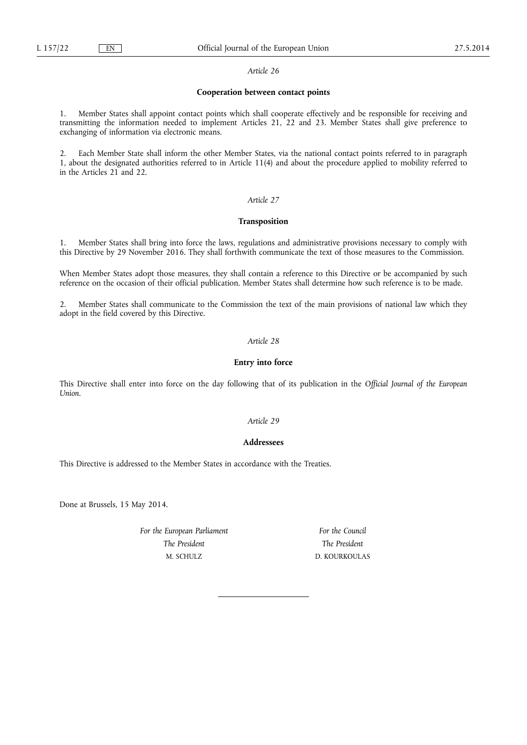*Article 26*

**Cooperation between contact points**

1. Member States shall appoint contact points which shall cooperate effectively and be responsible for receiving and transmitting the information needed to implement Articles 21, 22 and 23. Member States shall give preference to exchanging of information via electronic means.

2. Each Member State shall inform the other Member States, via the national contact points referred to in paragraph 1, about the designated authorities referred to in Article 11(4) and about the procedure applied to mobility referred to in the Articles 21 and 22.

*Article 27*

**Transposition**

1. Member States shall bring into force the laws, regulations and administrative provisions necessary to comply with this Directive by 29 November 2016. They shall forthwith communicate the text of those measures to the Commission.

When Member States adopt those measures, they shall contain a reference to this Directive or be accompanied by such reference on the occasion of their official publication. Member States shall determine how such reference is to be made.

2. Member States shall communicate to the Commission the text of the main provisions of national law which they adopt in the field covered by this Directive.

*Article 28*

**Entry into force**

This Directive shall enter into force on the day following that of its publication in the *Official Journal of the European Union*.

*Article 29*

**Addressees**

This Directive is addressed to the Member States in accordance with the Treaties.

Done at Brussels, 15 May 2014.

*For the European Parliament*
*The President*
M. SCHULZ

*For the Council*
*The President*
D. KOURKOULAS